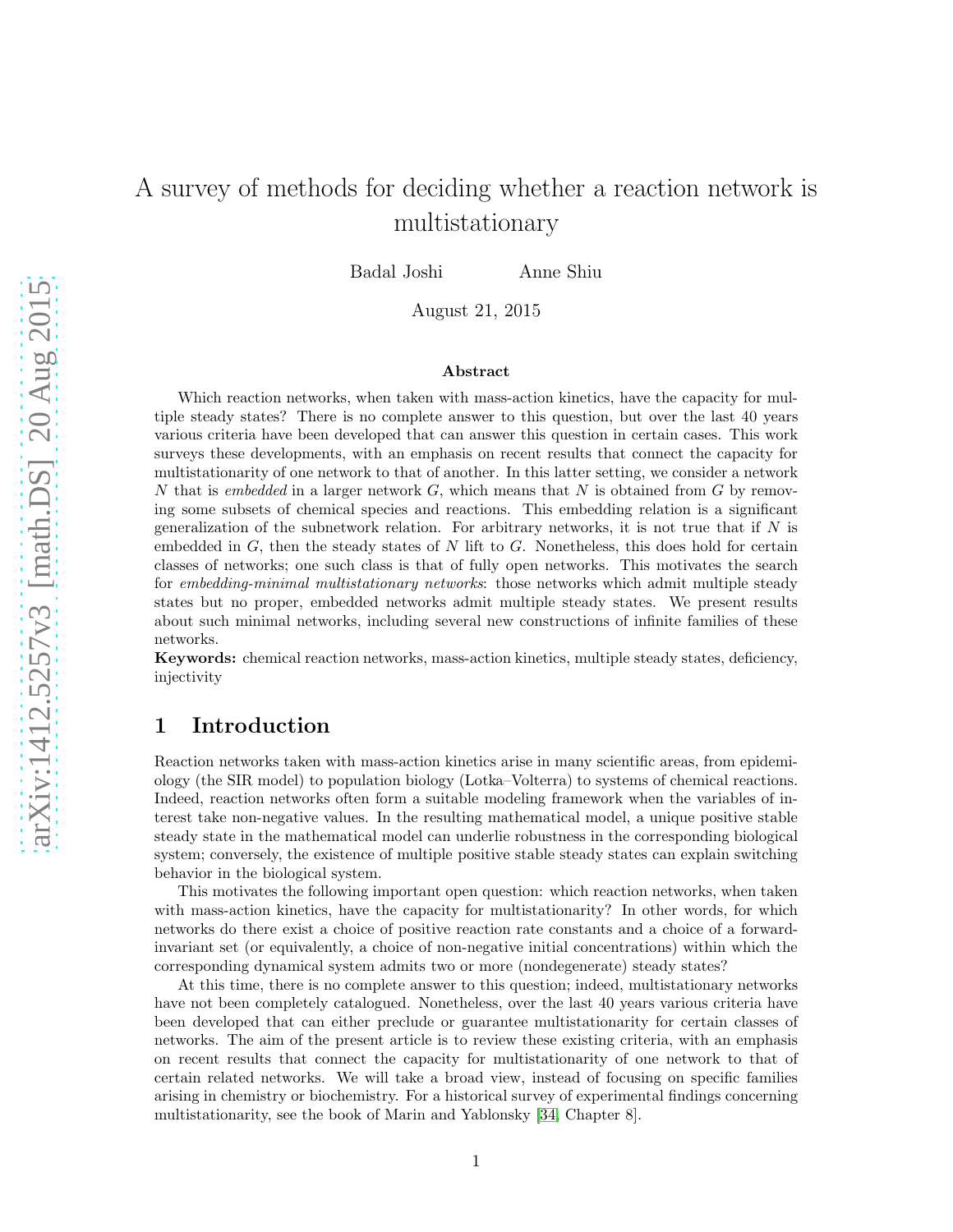# A survey of methods for deciding whether a reaction network is multistationary

Badal Joshi Anne Shiu

August 21, 2015

### Abstract

Which reaction networks, when taken with mass-action kinetics, have the capacity for multiple steady states? There is no complete answer to this question, but over the last 40 years various criteria have been developed that can answer this question in certain cases. This work surveys these developments, with an emphasis on recent results that connect the capacity for multistationarity of one network to that of another. In this latter setting, we consider a network $N$ that is *embedded* in a larger network $G$, which means that $N$ is obtained from $G$ by removing some subsets of chemical species and reactions. This embedding relation is a significant generalization of the subnetwork relation. For arbitrary networks, it is not true that if $N$ is embedded in $G$, then the steady states of $N$ lift to $G$. Nonetheless, this does hold for certain classes of networks; one such class is that of fully open networks. This motivates the search for *embedding-minimal multistationary networks*: those networks which admit multiple steady states but no proper, embedded networks admit multiple steady states. We present results about such minimal networks, including several new constructions of infinite families of these networks.

**Keywords:** chemical reaction networks, mass-action kinetics, multiple steady states, deficiency, injectivity

## 1 Introduction

Reaction networks taken with mass-action kinetics arise in many scientific areas, from epidemiology (the SIR model) to population biology (Lotka–Volterra) to systems of chemical reactions. Indeed, reaction networks often form a suitable modeling framework when the variables of interest take non-negative values. In the resulting mathematical model, a unique positive stable steady state in the mathematical model can underlie robustness in the corresponding biological system; conversely, the existence of multiple positive stable steady states can explain switching behavior in the biological system.

This motivates the following important open question: which reaction networks, when taken with mass-action kinetics, have the capacity for multistationarity? In other words, for which networks do there exist a choice of positive reaction rate constants and a choice of a forward-invariant set (or equivalently, a choice of non-negative initial concentrations) within which the corresponding dynamical system admits two or more (nondegenerate) steady states?

At this time, there is no complete answer to this question; indeed, multistationary networks have not been completely catalogued. Nonetheless, over the last 40 years various criteria have been developed that can either preclude or guarantee multistationarity for certain classes of networks. The aim of the present article is to review these existing criteria, with an emphasis on recent results that connect the capacity for multistationarity of one network to that of certain related networks. We will take a broad view, instead of focusing on specific families arising in chemistry or biochemistry. For a historical survey of experimental findings concerning multistationarity, see the book of Marin and Yablonsky [34, Chapter 8].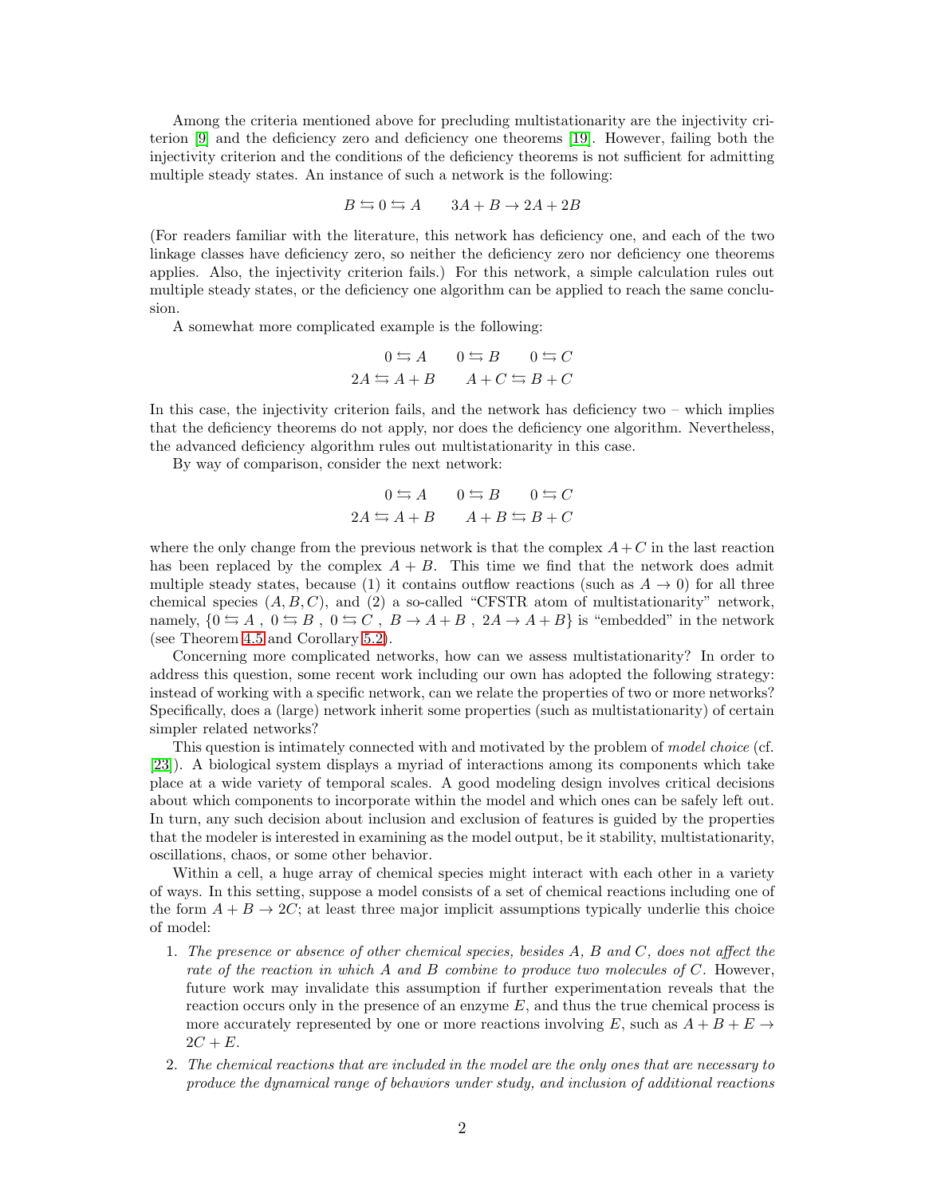Among the criteria mentioned above for precluding multistationarity are the injectivity criterion [9] and the deficiency zero and deficiency one theorems [19]. However, failing both the injectivity criterion and the conditions of the deficiency theorems is not sufficient for admitting multiple steady states. An instance of such a network is the following:

$$B \leftrightarrows 0 \leftrightarrows A \qquad 3A + B \rightarrow 2A + 2B$$

(For readers familiar with the literature, this network has deficiency one, and each of the two linkage classes have deficiency zero, so neither the deficiency zero nor deficiency one theorems applies. Also, the injectivity criterion fails.) For this network, a simple calculation rules out multiple steady states, or the deficiency one algorithm can be applied to reach the same conclusion.

A somewhat more complicated example is the following:

$$\begin{array}{ccc} 0 \leftrightarrows A & 0 \leftrightarrows B & 0 \leftrightarrows C \\ 2A \leftrightarrows A + B & & A + C \leftrightarrows B + C \end{array}$$

In this case, the injectivity criterion fails, and the network has deficiency two – which implies that the deficiency theorems do not apply, nor does the deficiency one algorithm. Nevertheless, the advanced deficiency algorithm rules out multistationarity in this case.

By way of comparison, consider the next network:

$$\begin{array}{ccc} 0 \leftrightarrows A & 0 \leftrightarrows B & 0 \leftrightarrows C \\ 2A \leftrightarrows A + B & & A + B \leftrightarrows B + C \end{array}$$

where the only change from the previous network is that the complex $A + C$ in the last reaction has been replaced by the complex $A + B$. This time we find that the network does admit multiple steady states, because (1) it contains outflow reactions (such as $A \rightarrow 0$) for all three chemical species $(A, B, C)$, and (2) a so-called "CFSTR atom of multistationarity" network, namely, $\{0 \leftrightarrows A\ ,\ 0 \leftrightarrows B\ ,\ 0 \leftrightarrows C\ ,\ B \rightarrow A + B\ ,\ 2A \rightarrow A + B\}$ is "embedded" in the network (see Theorem 4.5 and Corollary 5.2).

Concerning more complicated networks, how can we assess multistationarity? In order to address this question, some recent work including our own has adopted the following strategy: instead of working with a specific network, can we relate the properties of two or more networks? Specifically, does a (large) network inherit some properties (such as multistationarity) of certain simpler related networks?

This question is intimately connected with and motivated by the problem of *model choice* (cf. [23]). A biological system displays a myriad of interactions among its components which take place at a wide variety of temporal scales. A good modeling design involves critical decisions about which components to incorporate within the model and which ones can be safely left out. In turn, any such decision about inclusion and exclusion of features is guided by the properties that the modeler is interested in examining as the model output, be it stability, multistationarity, oscillations, chaos, or some other behavior.

Within a cell, a huge array of chemical species might interact with each other in a variety of ways. In this setting, suppose a model consists of a set of chemical reactions including one of the form $A + B \rightarrow 2C$; at least three major implicit assumptions typically underlie this choice of model:

1. *The presence or absence of other chemical species, besides A, B and C, does not affect the rate of the reaction in which A and B combine to produce two molecules of C.* However, future work may invalidate this assumption if further experimentation reveals that the reaction occurs only in the presence of an enzyme $E$, and thus the true chemical process is more accurately represented by one or more reactions involving $E$, such as $A + B + E \rightarrow 2C + E$.

2. *The chemical reactions that are included in the model are the only ones that are necessary to produce the dynamical range of behaviors under study, and inclusion of additional reactions*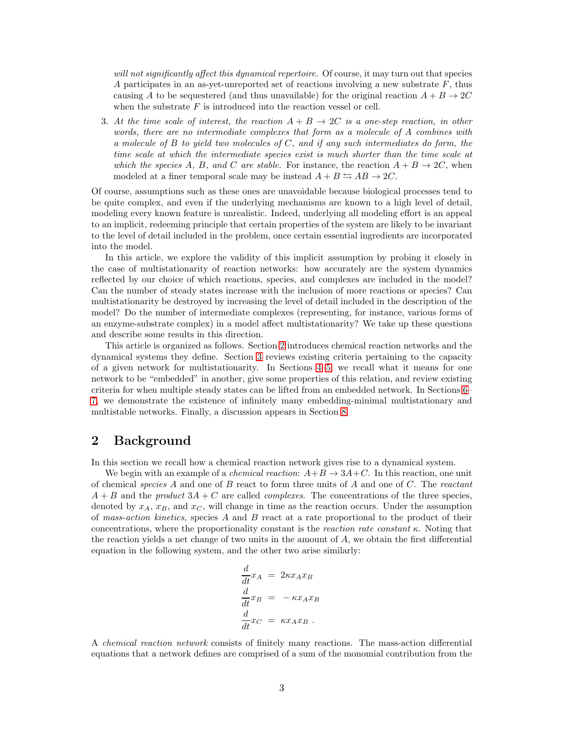*will not significantly affect this dynamical repertoire.* Of course, it may turn out that species $A$ participates in an as-yet-unreported set of reactions involving a new substrate $F$, thus causing $A$ to be sequestered (and thus unavailable) for the original reaction $A + B \to 2C$ when the substrate $F$ is introduced into the reaction vessel or cell.

3. *At the time scale of interest, the reaction $A + B \to 2C$ is a one-step reaction, in other words, there are no intermediate complexes that form as a molecule of $A$ combines with a molecule of $B$ to yield two molecules of $C$, and if any such intermediates do form, the time scale at which the intermediate species exist is much shorter than the time scale at which the species $A$, $B$, and $C$ are stable.* For instance, the reaction $A + B \to 2C$, when modeled at a finer temporal scale may be instead $A + B \leftrightarrows AB \to 2C$.

Of course, assumptions such as these ones are unavoidable because biological processes tend to be quite complex, and even if the underlying mechanisms are known to a high level of detail, modeling every known feature is unrealistic. Indeed, underlying all modeling effort is an appeal to an implicit, redeeming principle that certain properties of the system are likely to be invariant to the level of detail included in the problem, once certain essential ingredients are incorporated into the model.

In this article, we explore the validity of this implicit assumption by probing it closely in the case of multistationarity of reaction networks: how accurately are the system dynamics reflected by our choice of which reactions, species, and complexes are included in the model? Can the number of steady states increase with the inclusion of more reactions or species? Can multistationarity be destroyed by increasing the level of detail included in the description of the model? Do the number of intermediate complexes (representing, for instance, various forms of an enzyme-substrate complex) in a model affect multistationarity? We take up these questions and describe some results in this direction.

This article is organized as follows. Section 2 introduces chemical reaction networks and the dynamical systems they define. Section 3 reviews existing criteria pertaining to the capacity of a given network for multistationarity. In Sections 4–5, we recall what it means for one network to be "embedded" in another, give some properties of this relation, and review existing criteria for when multiple steady states can be lifted from an embedded network. In Sections 6–7, we demonstrate the existence of infinitely many embedding-minimal multistationary and multistable networks. Finally, a discussion appears in Section 8.

## 2 Background

In this section we recall how a chemical reaction network gives rise to a dynamical system.

We begin with an example of a *chemical reaction*: $A+B \to 3A+C$. In this reaction, one unit of chemical *species* $A$ and one of $B$ react to form three units of $A$ and one of $C$. The *reactant* $A + B$ and the *product* $3A + C$ are called *complexes*. The concentrations of the three species, denoted by $x_A$, $x_B$, and $x_C$, will change in time as the reaction occurs. Under the assumption of *mass-action kinetics*, species $A$ and $B$ react at a rate proportional to the product of their concentrations, where the proportionality constant is the *reaction rate constant* $\kappa$. Noting that the reaction yields a net change of two units in the amount of $A$, we obtain the first differential equation in the following system, and the other two arise similarly:

$$
\begin{aligned}
\frac{d}{dt}x_A &= 2\kappa x_A x_B \\
\frac{d}{dt}x_B &= -\kappa x_A x_B \\
\frac{d}{dt}x_C &= \kappa x_A x_B \ .
\end{aligned}
$$

A *chemical reaction network* consists of finitely many reactions. The mass-action differential equations that a network defines are comprised of a sum of the monomial contribution from the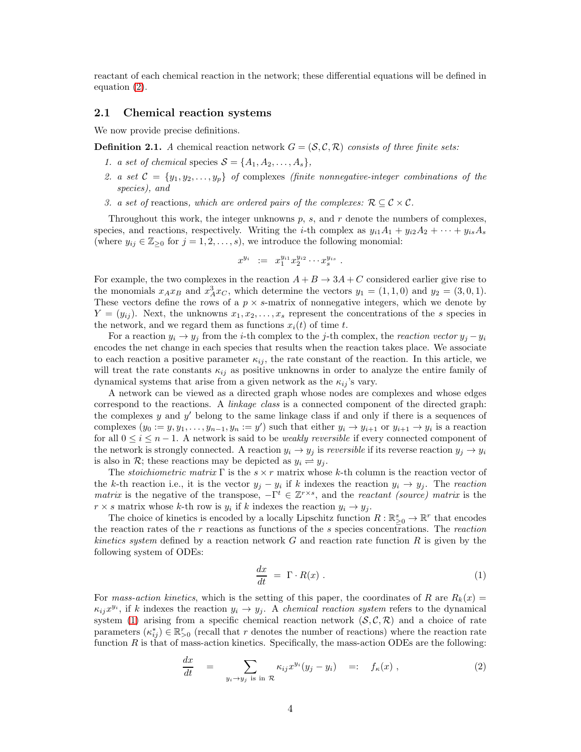reactant of each chemical reaction in the network; these differential equations will be defined in equation (2).

### 2.1 Chemical reaction systems

We now provide precise definitions.

**Definition 2.1.** *A* chemical reaction network $G = (\mathcal{S}, \mathcal{C}, \mathcal{R})$ *consists of three finite sets:*

1. *a set of chemical* species $\mathcal{S} = \{A_1, A_2, \ldots, A_s\}$,
2. *a set* $\mathcal{C} = \{y_1, y_2, \ldots, y_p\}$ *of* complexes *(finite nonnegative-integer combinations of the species), and*
3. *a set of* reactions*, which are ordered pairs of the complexes:* $\mathcal{R} \subseteq \mathcal{C} \times \mathcal{C}$.

Throughout this work, the integer unknowns $p$, $s$, and $r$ denote the numbers of complexes, species, and reactions, respectively. Writing the $i$-th complex as $y_{i1}A_1 + y_{i2}A_2 + \cdots + y_{is}A_s$ (where $y_{ij} \in \mathbb{Z}_{\geq 0}$ for $j = 1, 2, \ldots, s$), we introduce the following monomial:

$$x^{y_i} \;:=\; x_1^{y_{i1}} x_2^{y_{i2}} \cdots x_s^{y_{is}} \; .$$

For example, the two complexes in the reaction $A + B \to 3A + C$ considered earlier give rise to the monomials $x_A x_B$ and $x_A^3 x_C$, which determine the vectors $y_1 = (1, 1, 0)$ and $y_2 = (3, 0, 1)$. These vectors define the rows of a $p \times s$-matrix of nonnegative integers, which we denote by $Y = (y_{ij})$. Next, the unknowns $x_1, x_2, \ldots, x_s$ represent the concentrations of the $s$ species in the network, and we regard them as functions $x_i(t)$ of time $t$.

For a reaction $y_i \to y_j$ from the $i$-th complex to the $j$-th complex, the *reaction vector* $y_j - y_i$ encodes the net change in each species that results when the reaction takes place. We associate to each reaction a positive parameter $\kappa_{ij}$, the rate constant of the reaction. In this article, we will treat the rate constants $\kappa_{ij}$ as positive unknowns in order to analyze the entire family of dynamical systems that arise from a given network as the $\kappa_{ij}$'s vary.

A network can be viewed as a directed graph whose nodes are complexes and whose edges correspond to the reactions. A *linkage class* is a connected component of the directed graph: the complexes $y$ and $y'$ belong to the same linkage class if and only if there is a sequences of complexes $(y_0 := y, y_1, \ldots, y_{n-1}, y_n := y')$ such that either $y_i \to y_{i+1}$ or $y_{i+1} \to y_i$ is a reaction for all $0 \leq i \leq n-1$. A network is said to be *weakly reversible* if every connected component of the network is strongly connected. A reaction $y_i \to y_j$ is *reversible* if its reverse reaction $y_j \to y_i$ is also in $\mathcal{R}$; these reactions may be depicted as $y_i \rightleftharpoons y_j$.

The *stoichiometric matrix* $\Gamma$ is the $s \times r$ matrix whose $k$-th column is the reaction vector of the $k$-th reaction i.e., it is the vector $y_j - y_i$ if $k$ indexes the reaction $y_i \to y_j$. The *reaction matrix* is the negative of the transpose, $-\Gamma^t \in \mathbb{Z}^{r \times s}$, and the *reactant (source) matrix* is the $r \times s$ matrix whose $k$-th row is $y_i$ if $k$ indexes the reaction $y_i \to y_j$.

The choice of kinetics is encoded by a locally Lipschitz function $R : \mathbb{R}^s_{\geq 0} \to \mathbb{R}^r$ that encodes the reaction rates of the $r$ reactions as functions of the $s$ species concentrations. The *reaction kinetics system* defined by a reaction network $G$ and reaction rate function $R$ is given by the following system of ODEs:

$$\frac{dx}{dt} \;=\; \Gamma \cdot R(x) \; . \tag{1}$$

For *mass-action kinetics*, which is the setting of this paper, the coordinates of $R$ are $R_k(x) = \kappa_{ij} x^{y_i}$, if $k$ indexes the reaction $y_i \to y_j$. A *chemical reaction system* refers to the dynamical system (1) arising from a specific chemical reaction network $(\mathcal{S}, \mathcal{C}, \mathcal{R})$ and a choice of rate parameters $(\kappa^*_{ij}) \in \mathbb{R}^r_{>0}$ (recall that $r$ denotes the number of reactions) where the reaction rate function $R$ is that of mass-action kinetics. Specifically, the mass-action ODEs are the following:

$$\frac{dx}{dt} \quad = \sum_{y_i \to y_j \text{ is in } \mathcal{R}} \kappa_{ij} x^{y_i} (y_j - y_i) \quad =: \quad f_\kappa(x) \; , \tag{2}$$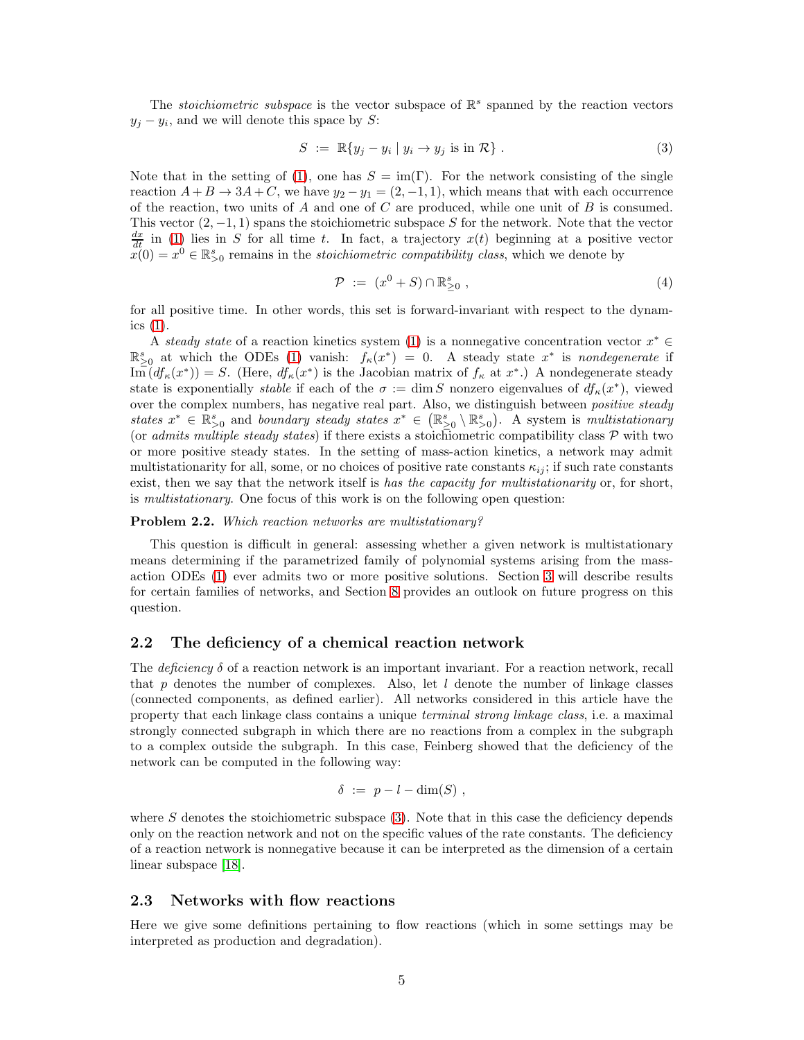The *stoichiometric subspace* is the vector subspace of $\mathbb{R}^s$ spanned by the reaction vectors $y_j - y_i$, and we will denote this space by $S$:

$$S \ := \ \mathbb{R}\{y_j - y_i \mid y_i \to y_j \text{ is in } \mathcal{R}\} \ . \tag{3}$$

Note that in the setting of (1), one has $S = \mathrm{im}(\Gamma)$. For the network consisting of the single reaction $A + B \to 3A + C$, we have $y_2 - y_1 = (2, -1, 1)$, which means that with each occurrence of the reaction, two units of $A$ and one of $C$ are produced, while one unit of $B$ is consumed. This vector $(2, -1, 1)$ spans the stoichiometric subspace $S$ for the network. Note that the vector $\frac{dx}{dt}$ in (1) lies in $S$ for all time $t$. In fact, a trajectory $x(t)$ beginning at a positive vector $x(0) = x^0 \in \mathbb{R}^s_{>0}$ remains in the *stoichiometric compatibility class*, which we denote by

$$\mathcal{P} \ := \ (x^0 + S) \cap \mathbb{R}^s_{\geq 0} \ , \tag{4}$$

for all positive time. In other words, this set is forward-invariant with respect to the dynamics (1).

A *steady state* of a reaction kinetics system (1) is a nonnegative concentration vector $x^* \in \mathbb{R}^s_{\geq 0}$ at which the ODEs (1) vanish: $f_\kappa(x^*) = 0$. A steady state $x^*$ is *nondegenerate* if $\mathrm{Im}\left(df_\kappa(x^*)\right) = S$. (Here, $df_\kappa(x^*)$ is the Jacobian matrix of $f_\kappa$ at $x^*$.) A nondegenerate steady state is exponentially *stable* if each of the $\sigma := \dim S$ nonzero eigenvalues of $df_\kappa(x^*)$, viewed over the complex numbers, has negative real part. Also, we distinguish between *positive steady states* $x^* \in \mathbb{R}^s_{>0}$ and *boundary steady states* $x^* \in \left(\mathbb{R}^s_{\geq 0} \setminus \mathbb{R}^s_{>0}\right)$. A system is *multistationary* (or *admits multiple steady states*) if there exists a stoichiometric compatibility class $\mathcal{P}$ with two or more positive steady states. In the setting of mass-action kinetics, a network may admit multistationarity for all, some, or no choices of positive rate constants $\kappa_{ij}$; if such rate constants exist, then we say that the network itself is *has the capacity for multistationarity* or, for short, is *multistationary*. One focus of this work is on the following open question:

**Problem 2.2.** *Which reaction networks are multistationary?*

This question is difficult in general: assessing whether a given network is multistationary means determining if the parametrized family of polynomial systems arising from the mass-action ODEs (1) ever admits two or more positive solutions. Section 3 will describe results for certain families of networks, and Section 8 provides an outlook on future progress on this question.

## 2.2 The deficiency of a chemical reaction network

The *deficiency* $\delta$ of a reaction network is an important invariant. For a reaction network, recall that $p$ denotes the number of complexes. Also, let $l$ denote the number of linkage classes (connected components, as defined earlier). All networks considered in this article have the property that each linkage class contains a unique *terminal strong linkage class*, i.e. a maximal strongly connected subgraph in which there are no reactions from a complex in the subgraph to a complex outside the subgraph. In this case, Feinberg showed that the deficiency of the network can be computed in the following way:

$$\delta \ := \ p - l - \dim(S) \ ,$$

where $S$ denotes the stoichiometric subspace (3). Note that in this case the deficiency depends only on the reaction network and not on the specific values of the rate constants. The deficiency of a reaction network is nonnegative because it can be interpreted as the dimension of a certain linear subspace [18].

## 2.3 Networks with flow reactions

Here we give some definitions pertaining to flow reactions (which in some settings may be interpreted as production and degradation).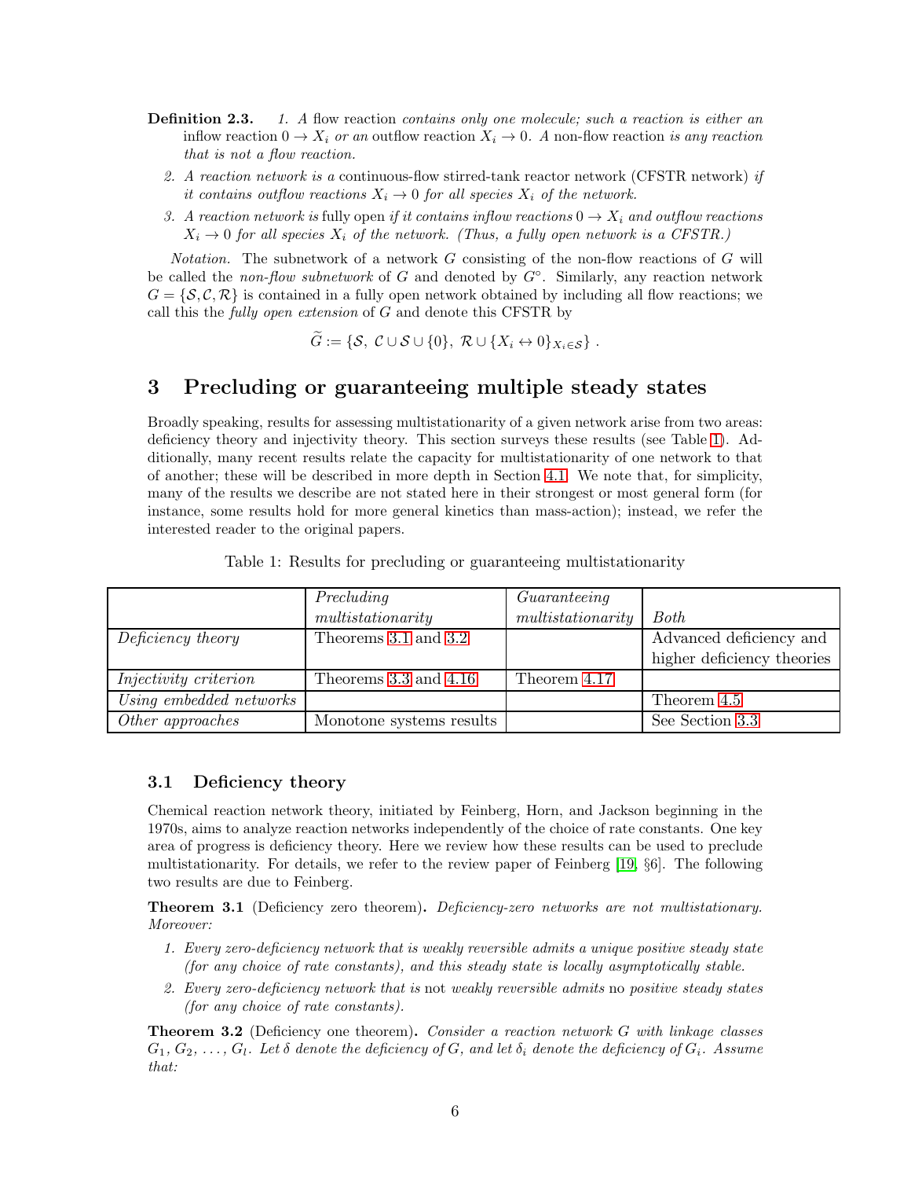**Definition 2.3.** 

1. *A* flow reaction *contains only one molecule; such a reaction is either an* inflow reaction $0 \to X_i$ *or an* outflow reaction $X_i \to 0$*. A* non-flow reaction *is any reaction that is not a flow reaction.*
2. *A reaction network is a* continuous-flow stirred-tank reactor network (CFSTR network) *if it contains outflow reactions* $X_i \to 0$ *for all species* $X_i$ *of the network.*
3. *A reaction network is* fully open *if it contains inflow reactions* $0 \to X_i$ *and outflow reactions* $X_i \to 0$ *for all species* $X_i$ *of the network. (Thus, a fully open network is a CFSTR.)*

*Notation.* The subnetwork of a network $G$ consisting of the non-flow reactions of $G$ will be called the *non-flow subnetwork* of $G$ and denoted by $G^\circ$. Similarly, any reaction network $G = \{\mathcal{S}, \mathcal{C}, \mathcal{R}\}$ is contained in a fully open network obtained by including all flow reactions; we call this the *fully open extension* of $G$ and denote this CFSTR by

$$\widetilde{G} := \{\mathcal{S},\ \mathcal{C} \cup \mathcal{S} \cup \{0\},\ \mathcal{R} \cup \{X_i \leftrightarrow 0\}_{X_i \in \mathcal{S}}\}\ .$$

# 3 Precluding or guaranteeing multiple steady states

Broadly speaking, results for assessing multistationarity of a given network arise from two areas: deficiency theory and injectivity theory. This section surveys these results (see Table 1). Additionally, many recent results relate the capacity for multistationarity of one network to that of another; these will be described in more depth in Section 4.1. We note that, for simplicity, many of the results we describe are not stated here in their strongest or most general form (for instance, some results hold for more general kinetics than mass-action); instead, we refer the interested reader to the original papers.

Table 1: Results for precluding or guaranteeing multistationarity

| | *Precluding multistationarity* | *Guaranteeing multistationarity* | *Both* |
|---|---|---|---|
| *Deficiency theory* | Theorems 3.1 and 3.2 | | Advanced deficiency and higher deficiency theories |
| *Injectivity criterion* | Theorems 3.3 and 4.16 | Theorem 4.17 | |
| *Using embedded networks* | | | Theorem 4.5 |
| *Other approaches* | Monotone systems results | | See Section 3.3 |

## 3.1 Deficiency theory

Chemical reaction network theory, initiated by Feinberg, Horn, and Jackson beginning in the 1970s, aims to analyze reaction networks independently of the choice of rate constants. One key area of progress is deficiency theory. Here we review how these results can be used to preclude multistationarity. For details, we refer to the review paper of Feinberg [19, §6]. The following two results are due to Feinberg.

**Theorem 3.1** (Deficiency zero theorem)**.** *Deficiency-zero networks are not multistationary. Moreover:*

1. *Every zero-deficiency network that is weakly reversible admits a unique positive steady state (for any choice of rate constants), and this steady state is locally asymptotically stable.*
2. *Every zero-deficiency network that is* not *weakly reversible admits* no *positive steady states (for any choice of rate constants).*

**Theorem 3.2** (Deficiency one theorem)**.** *Consider a reaction network $G$ with linkage classes $G_1, G_2, \ldots, G_l$. Let $\delta$ denote the deficiency of $G$, and let $\delta_i$ denote the deficiency of $G_i$. Assume that:*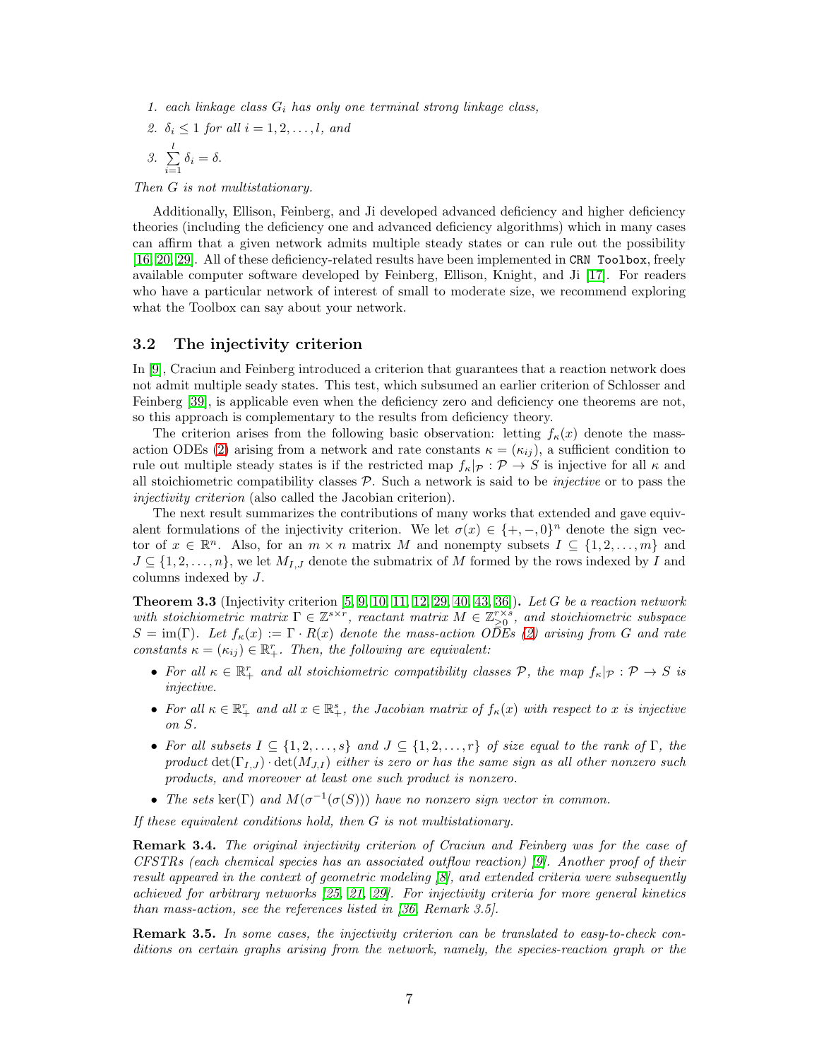1. *each linkage class $G_i$ has only one terminal strong linkage class,*
2. *$\delta_i \leq 1$ for all $i = 1, 2, \ldots, l$, and*
3. *$\sum_{i=1}^{l} \delta_i = \delta$.*

*Then $G$ is not multistationary.*

Additionally, Ellison, Feinberg, and Ji developed advanced deficiency and higher deficiency theories (including the deficiency one and advanced deficiency algorithms) which in many cases can affirm that a given network admits multiple steady states or can rule out the possibility [16, 20, 29]. All of these deficiency-related results have been implemented in `CRN Toolbox`, freely available computer software developed by Feinberg, Ellison, Knight, and Ji [17]. For readers who have a particular network of interest of small to moderate size, we recommend exploring what the Toolbox can say about your network.

## 3.2 The injectivity criterion

In [9], Craciun and Feinberg introduced a criterion that guarantees that a reaction network does not admit multiple seady states. This test, which subsumed an earlier criterion of Schlosser and Feinberg [39], is applicable even when the deficiency zero and deficiency one theorems are not, so this approach is complementary to the results from deficiency theory.

The criterion arises from the following basic observation: letting $f_\kappa(x)$ denote the mass-action ODEs (2) arising from a network and rate constants $\kappa = (\kappa_{ij})$, a sufficient condition to rule out multiple steady states is if the restricted map $f_\kappa|_{\mathcal{P}} : \mathcal{P} \to S$ is injective for all $\kappa$ and all stoichiometric compatibility classes $\mathcal{P}$. Such a network is said to be *injective* or to pass the *injectivity criterion* (also called the Jacobian criterion).

The next result summarizes the contributions of many works that extended and gave equivalent formulations of the injectivity criterion. We let $\sigma(x) \in \{+, -, 0\}^n$ denote the sign vector of $x \in \mathbb{R}^n$. Also, for an $m \times n$ matrix $M$ and nonempty subsets $I \subseteq \{1, 2, \ldots, m\}$ and $J \subseteq \{1, 2, \ldots, n\}$, we let $M_{I,J}$ denote the submatrix of $M$ formed by the rows indexed by $I$ and columns indexed by $J$.

**Theorem 3.3** (Injectivity criterion [5, 9, 10, 11, 12, 29, 40, 43, 36])**.** *Let $G$ be a reaction network with stoichiometric matrix $\Gamma \in \mathbb{Z}^{s \times r}$, reactant matrix $M \in \mathbb{Z}_{\geq 0}^{r \times s}$, and stoichiometric subspace $S = \operatorname{im}(\Gamma)$. Let $f_\kappa(x) := \Gamma \cdot R(x)$ denote the mass-action ODEs (2) arising from $G$ and rate constants $\kappa = (\kappa_{ij}) \in \mathbb{R}_+^r$. Then, the following are equivalent:*

- *For all $\kappa \in \mathbb{R}_+^r$ and all stoichiometric compatibility classes $\mathcal{P}$, the map $f_\kappa|_{\mathcal{P}} : \mathcal{P} \to S$ is injective.*
- *For all $\kappa \in \mathbb{R}_+^r$ and all $x \in \mathbb{R}_+^s$, the Jacobian matrix of $f_\kappa(x)$ with respect to $x$ is injective on $S$.*
- *For all subsets $I \subseteq \{1, 2, \ldots, s\}$ and $J \subseteq \{1, 2, \ldots, r\}$ of size equal to the rank of $\Gamma$, the product $\det(\Gamma_{I,J}) \cdot \det(M_{J,I})$ either is zero or has the same sign as all other nonzero such products, and moreover at least one such product is nonzero.*
- *The sets $\ker(\Gamma)$ and $M(\sigma^{-1}(\sigma(S)))$ have no nonzero sign vector in common.*

*If these equivalent conditions hold, then $G$ is not multistationary.*

**Remark 3.4.** *The original injectivity criterion of Craciun and Feinberg was for the case of CFSTRs (each chemical species has an associated outflow reaction) [9]. Another proof of their result appeared in the context of geometric modeling [8], and extended criteria were subsequently achieved for arbitrary networks [25, 21, 29]. For injectivity criteria for more general kinetics than mass-action, see the references listed in [36, Remark 3.5].*

**Remark 3.5.** *In some cases, the injectivity criterion can be translated to easy-to-check conditions on certain graphs arising from the network, namely, the species-reaction graph or the*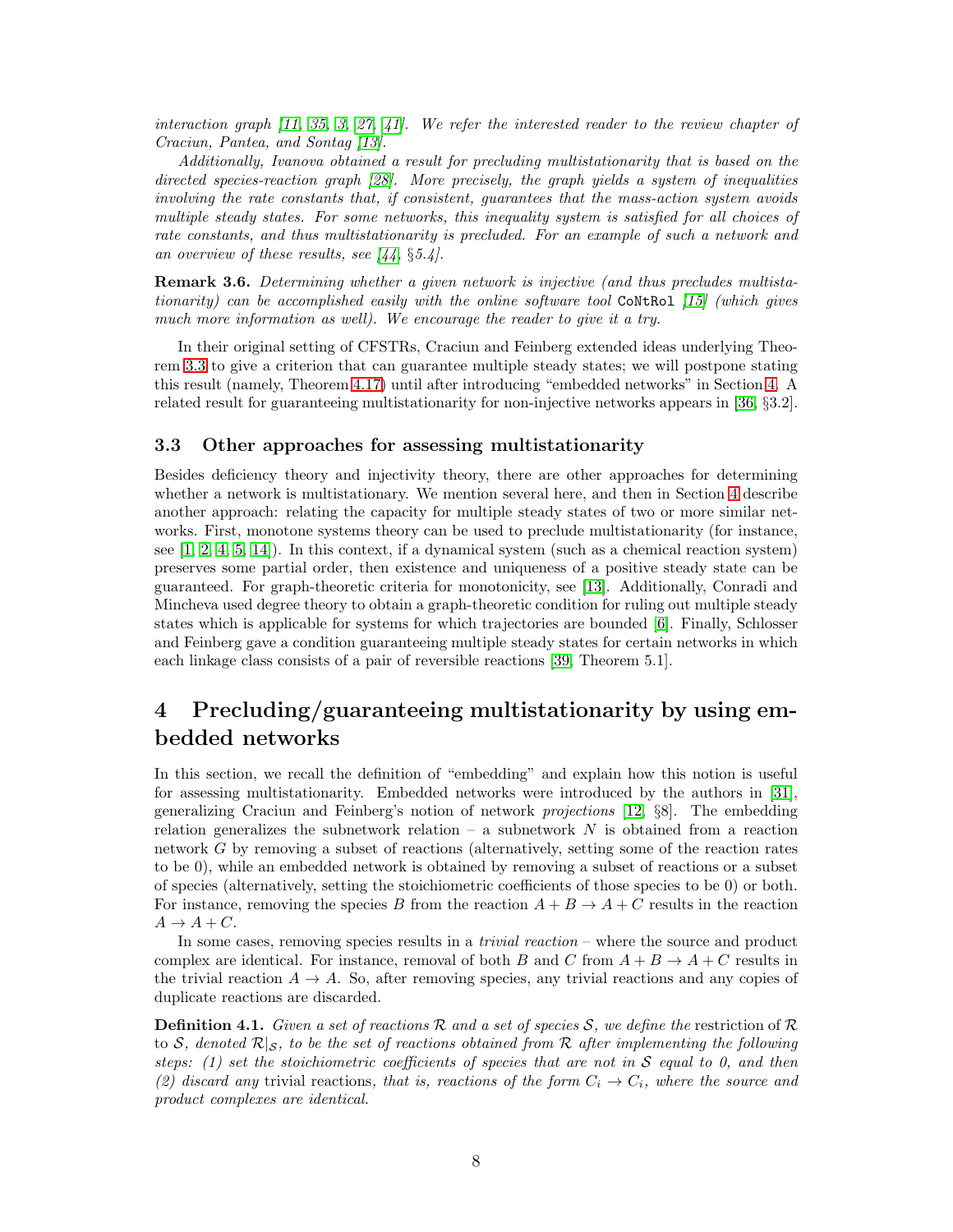*interaction graph [11, 35, 3, 27, 41]. We refer the interested reader to the review chapter of Craciun, Pantea, and Sontag [13].*

*Additionally, Ivanova obtained a result for precluding multistationarity that is based on the directed species-reaction graph [28]. More precisely, the graph yields a system of inequalities involving the rate constants that, if consistent, guarantees that the mass-action system avoids multiple steady states. For some networks, this inequality system is satisfied for all choices of rate constants, and thus multistationarity is precluded. For an example of such a network and an overview of these results, see [44, §5.4].*

**Remark 3.6.** *Determining whether a given network is injective (and thus precludes multistationarity) can be accomplished easily with the online software tool* `CoNtRol` *[15] (which gives much more information as well). We encourage the reader to give it a try.*

In their original setting of CFSTRs, Craciun and Feinberg extended ideas underlying Theorem 3.3 to give a criterion that can guarantee multiple steady states; we will postpone stating this result (namely, Theorem 4.17) until after introducing "embedded networks" in Section 4. A related result for guaranteeing multistationarity for non-injective networks appears in [36, §3.2].

### 3.3 Other approaches for assessing multistationarity

Besides deficiency theory and injectivity theory, there are other approaches for determining whether a network is multistationary. We mention several here, and then in Section 4 describe another approach: relating the capacity for multiple steady states of two or more similar networks. First, monotone systems theory can be used to preclude multistationarity (for instance, see [1, 2, 4, 5, 14]). In this context, if a dynamical system (such as a chemical reaction system) preserves some partial order, then existence and uniqueness of a positive steady state can be guaranteed. For graph-theoretic criteria for monotonicity, see [13]. Additionally, Conradi and Mincheva used degree theory to obtain a graph-theoretic condition for ruling out multiple steady states which is applicable for systems for which trajectories are bounded [6]. Finally, Schlosser and Feinberg gave a condition guaranteeing multiple steady states for certain networks in which each linkage class consists of a pair of reversible reactions [39, Theorem 5.1].

## 4 Precluding/guaranteeing multistationarity by using embedded networks

In this section, we recall the definition of "embedding" and explain how this notion is useful for assessing multistationarity. Embedded networks were introduced by the authors in [31], generalizing Craciun and Feinberg's notion of network *projections* [12, §8]. The embedding relation generalizes the subnetwork relation – a subnetwork $N$ is obtained from a reaction network $G$ by removing a subset of reactions (alternatively, setting some of the reaction rates to be 0), while an embedded network is obtained by removing a subset of reactions or a subset of species (alternatively, setting the stoichiometric coefficients of those species to be 0) or both. For instance, removing the species $B$ from the reaction $A + B \to A + C$ results in the reaction $A \to A + C$.

In some cases, removing species results in a *trivial reaction* – where the source and product complex are identical. For instance, removal of both $B$ and $C$ from $A + B \to A + C$ results in the trivial reaction $A \to A$. So, after removing species, any trivial reactions and any copies of duplicate reactions are discarded.

**Definition 4.1.** *Given a set of reactions $\mathcal{R}$ and a set of species $\mathcal{S}$, we define the* restriction *of $\mathcal{R}$ to $\mathcal{S}$, denoted $\mathcal{R}|_{\mathcal{S}}$, to be the set of reactions obtained from $\mathcal{R}$ after implementing the following steps: (1) set the stoichiometric coefficients of species that are not in $\mathcal{S}$ equal to 0, and then (2) discard any* trivial reactions*, that is, reactions of the form $C_i \to C_i$, where the source and product complexes are identical.*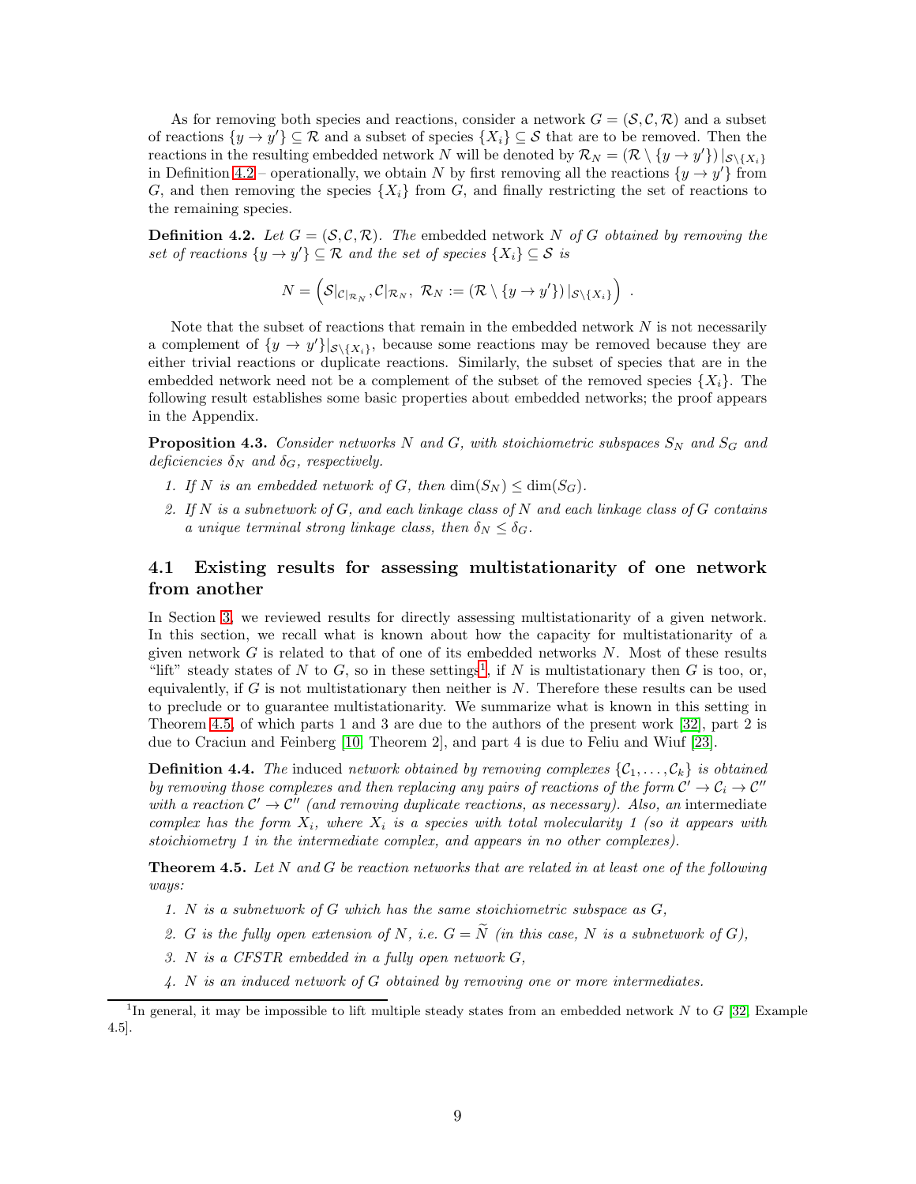As for removing both species and reactions, consider a network $G = (\mathcal{S}, \mathcal{C}, \mathcal{R})$ and a subset of reactions $\{y \to y'\} \subseteq \mathcal{R}$ and a subset of species $\{X_i\} \subseteq \mathcal{S}$ that are to be removed. Then the reactions in the resulting embedded network $N$ will be denoted by $\mathcal{R}_N = (\mathcal{R} \setminus \{y \to y'\})\,|_{\mathcal{S}\setminus\{X_i\}}$ in Definition 4.2 – operationally, we obtain $N$ by first removing all the reactions $\{y \to y'\}$ from $G$, and then removing the species $\{X_i\}$ from $G$, and finally restricting the set of reactions to the remaining species.

**Definition 4.2.** *Let $G = (\mathcal{S}, \mathcal{C}, \mathcal{R})$. The* embedded network *$N$ of $G$ obtained by removing the set of reactions $\{y \to y'\} \subseteq \mathcal{R}$ and the set of species $\{X_i\} \subseteq \mathcal{S}$ is*

$$N = \left( \mathcal{S}|_{\mathcal{C}|_{\mathcal{R}_N}}, \mathcal{C}|_{\mathcal{R}_N},\ \mathcal{R}_N := (\mathcal{R} \setminus \{y \to y'\})\,|_{\mathcal{S}\setminus\{X_i\}} \right) .$$

Note that the subset of reactions that remain in the embedded network $N$ is not necessarily a complement of $\{y \to y'\}|_{\mathcal{S}\setminus\{X_i\}}$, because some reactions may be removed because they are either trivial reactions or duplicate reactions. Similarly, the subset of species that are in the embedded network need not be a complement of the subset of the removed species $\{X_i\}$. The following result establishes some basic properties about embedded networks; the proof appears in the Appendix.

**Proposition 4.3.** *Consider networks $N$ and $G$, with stoichiometric subspaces $S_N$ and $S_G$ and deficiencies $\delta_N$ and $\delta_G$, respectively.*

1. *If $N$ is an embedded network of $G$, then $\dim(S_N) \leq \dim(S_G)$.*
2. *If $N$ is a subnetwork of $G$, and each linkage class of $N$ and each linkage class of $G$ contains a unique terminal strong linkage class, then $\delta_N \leq \delta_G$.*

## 4.1 Existing results for assessing multistationarity of one network from another

In Section 3, we reviewed results for directly assessing multistationarity of a given network. In this section, we recall what is known about how the capacity for multistationarity of a given network $G$ is related to that of one of its embedded networks $N$. Most of these results "lift" steady states of $N$ to $G$, so in these settings[1], if $N$ is multistationary then $G$ is too, or, equivalently, if $G$ is not multistationary then neither is $N$. Therefore these results can be used to preclude or to guarantee multistationarity. We summarize what is known in this setting in Theorem 4.5, of which parts 1 and 3 are due to the authors of the present work [32], part 2 is due to Craciun and Feinberg [10, Theorem 2], and part 4 is due to Feliu and Wiuf [23].

**Definition 4.4.** *The* induced *network obtained by removing complexes $\{\mathcal{C}_1, \dots, \mathcal{C}_k\}$ is obtained by removing those complexes and then replacing any pairs of reactions of the form $\mathcal{C}' \to \mathcal{C}_i \to \mathcal{C}''$ with a reaction $\mathcal{C}' \to \mathcal{C}''$ (and removing duplicate reactions, as necessary). Also, an* intermediate *complex has the form $X_i$, where $X_i$ is a species with total molecularity 1 (so it appears with stoichiometry 1 in the intermediate complex, and appears in no other complexes).*

**Theorem 4.5.** *Let $N$ and $G$ be reaction networks that are related in at least one of the following ways:*

1. *$N$ is a subnetwork of $G$ which has the same stoichiometric subspace as $G$,*
2. *$G$ is the fully open extension of $N$, i.e. $G = \widetilde{N}$ (in this case, $N$ is a subnetwork of $G$),*
3. *$N$ is a CFSTR embedded in a fully open network $G$,*
4. *$N$ is an induced network of $G$ obtained by removing one or more intermediates.*

[1] In general, it may be impossible to lift multiple steady states from an embedded network $N$ to $G$ [32, Example 4.5].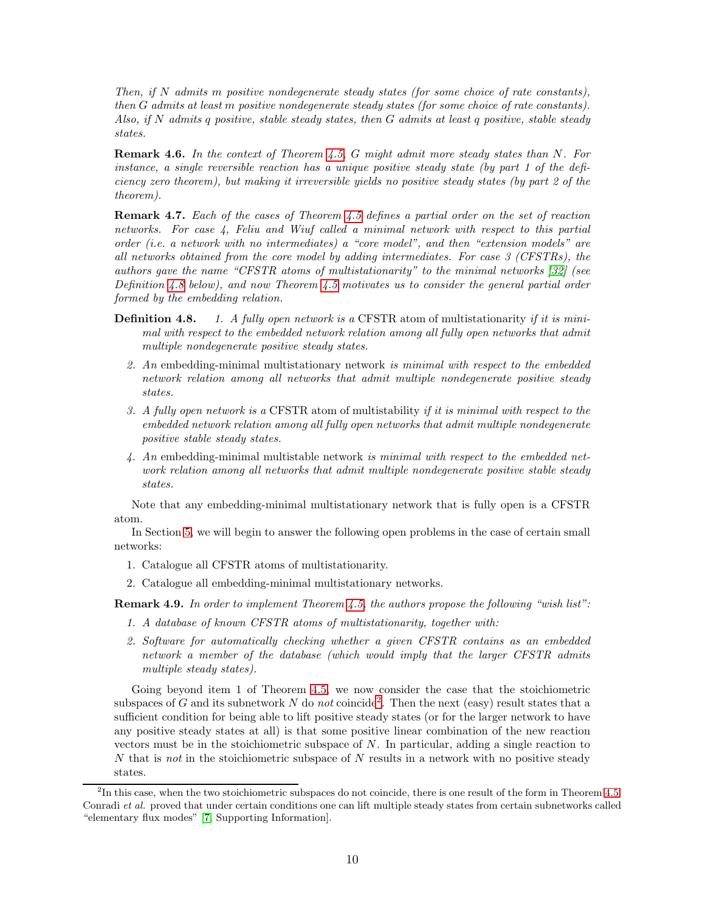*Then, if $N$ admits $m$ positive nondegenerate steady states (for some choice of rate constants), then $G$ admits at least $m$ positive nondegenerate steady states (for some choice of rate constants). Also, if $N$ admits $q$ positive, stable steady states, then $G$ admits at least $q$ positive, stable steady states.*

**Remark 4.6.** *In the context of Theorem 4.5, $G$ might admit more steady states than $N$. For instance, a single reversible reaction has a unique positive steady state (by part 1 of the deficiency zero theorem), but making it irreversible yields no positive steady states (by part 2 of the theorem).*

**Remark 4.7.** *Each of the cases of Theorem 4.5 defines a partial order on the set of reaction networks. For case 4, Feliu and Wiuf called a minimal network with respect to this partial order (i.e. a network with no intermediates) a "core model", and then "extension models" are all networks obtained from the core model by adding intermediates. For case 3 (CFSTRs), the authors gave the name "CFSTR atoms of multistationarity" to the minimal networks [32] (see Definition 4.8 below), and now Theorem 4.5 motivates us to consider the general partial order formed by the embedding relation.*

**Definition 4.8.**

1. *A fully open network is a* CFSTR atom of multistationarity *if it is minimal with respect to the embedded network relation among all fully open networks that admit multiple nondegenerate positive steady states.*
2. *An* embedding-minimal multistationary network *is minimal with respect to the embedded network relation among all networks that admit multiple nondegenerate positive steady states.*
3. *A fully open network is a* CFSTR atom of multistability *if it is minimal with respect to the embedded network relation among all fully open networks that admit multiple nondegenerate positive stable steady states.*
4. *An* embedding-minimal multistable network *is minimal with respect to the embedded network relation among all networks that admit multiple nondegenerate positive stable steady states.*

Note that any embedding-minimal multistationary network that is fully open is a CFSTR atom.

In Section 5, we will begin to answer the following open problems in the case of certain small networks:

1. Catalogue all CFSTR atoms of multistationarity.
2. Catalogue all embedding-minimal multistationary networks.

**Remark 4.9.** *In order to implement Theorem 4.5, the authors propose the following "wish list":*

1. *A database of known CFSTR atoms of multistationarity, together with:*
2. *Software for automatically checking whether a given CFSTR contains as an embedded network a member of the database (which would imply that the larger CFSTR admits multiple steady states).*

Going beyond item 1 of Theorem 4.5, we now consider the case that the stoichiometric subspaces of $G$ and its subnetwork $N$ do *not* coincide[2]. Then the next (easy) result states that a sufficient condition for being able to lift positive steady states (or for the larger network to have any positive steady states at all) is that some positive linear combination of the new reaction vectors must be in the stoichiometric subspace of $N$. In particular, adding a single reaction to $N$ that is *not* in the stoichiometric subspace of $N$ results in a network with no positive steady states.

[2] In this case, when the two stoichiometric subspaces do not coincide, there is one result of the form in Theorem 4.5: Conradi *et al.* proved that under certain conditions one can lift multiple steady states from certain subnetworks called "elementary flux modes" [7, Supporting Information].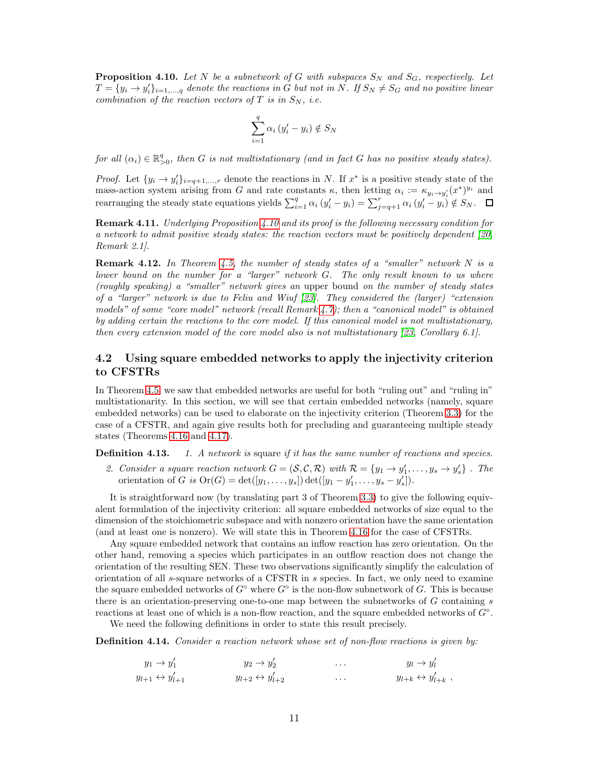**Proposition 4.10.** *Let $N$ be a subnetwork of $G$ with subspaces $S_N$ and $S_G$, respectively. Let $T = \{y_i \to y_i'\}_{i=1,\ldots,q}$ denote the reactions in $G$ but not in $N$. If $S_N \neq S_G$ and no positive linear combination of the reaction vectors of $T$ is in $S_N$, i.e.*

$$\sum_{i=1}^{q} \alpha_i \left(y_i' - y_i\right) \notin S_N$$

*for all $(\alpha_i) \in \mathbb{R}^q_{>0}$, then $G$ is not multistationary (and in fact $G$ has no positive steady states).*

*Proof.* Let $\{y_i \to y_i'\}_{i=q+1,\ldots,r}$ denote the reactions in $N$. If $x^*$ is a positive steady state of the mass-action system arising from $G$ and rate constants $\kappa$, then letting $\alpha_i := \kappa_{y_i \to y_i'} (x^*)^{y_i}$ and rearranging the steady state equations yields $\sum_{i=1}^{q} \alpha_i \left(y_i' - y_i\right) = \sum_{j=q+1}^{r} \alpha_i \left(y_i' - y_i\right) \notin S_N$. ☐

**Remark 4.11.** *Underlying Proposition 4.10 and its proof is the following necessary condition for a network to admit positive steady states: the reaction vectors must be positively dependent [20, Remark 2.1].*

**Remark 4.12.** *In Theorem 4.5, the number of steady states of a "smaller" network $N$ is a lower bound on the number for a "larger" network $G$. The only result known to us where (roughly speaking) a "smaller" network gives an* upper *bound on the number of steady states of a "larger" network is due to Feliu and Wiuf [23]. They considered the (larger) "extension models" of some "core model" network (recall Remark 4.7); then a "canonical model" is obtained by adding certain the reactions to the core model. If this canonical model is not multistationary, then every extension model of the core model also is not multistationary [23, Corollary 6.1].*

## 4.2 Using square embedded networks to apply the injectivity criterion to CFSTRs

In Theorem 4.5, we saw that embedded networks are useful for both "ruling out" and "ruling in" multistationarity. In this section, we will see that certain embedded networks (namely, square embedded networks) can be used to elaborate on the injectivity criterion (Theorem 3.3) for the case of a CFSTR, and again give results both for precluding and guaranteeing multiple steady states (Theorems 4.16 and 4.17).

**Definition 4.13.** *1. A network is* square *if it has the same number of reactions and species.*

*2. Consider a square reaction network $G = (\mathcal{S}, \mathcal{C}, \mathcal{R})$ with $\mathcal{R} = \{y_1 \to y_1', \ldots, y_s \to y_s'\}$ . The* orientation of $G$ *is* $\mathrm{Or}(G) = \det([y_1, \ldots, y_s]) \det([y_1 - y_1', \ldots, y_s - y_s'])$.

It is straightforward now (by translating part 3 of Theorem 3.3) to give the following equivalent formulation of the injectivity criterion: all square embedded networks of size equal to the dimension of the stoichiometric subspace and with nonzero orientation have the same orientation (and at least one is nonzero). We will state this in Theorem 4.16 for the case of CFSTRs.

Any square embedded network that contains an inflow reaction has zero orientation. On the other hand, removing a species which participates in an outflow reaction does not change the orientation of the resulting SEN. These two observations significantly simplify the calculation of orientation of all $s$-square networks of a CFSTR in $s$ species. In fact, we only need to examine the square embedded networks of $G^\circ$ where $G^\circ$ is the non-flow subnetwork of $G$. This is because there is an orientation-preserving one-to-one map between the subnetworks of $G$ containing $s$ reactions at least one of which is a non-flow reaction, and the square embedded networks of $G^\circ$.

We need the following definitions in order to state this result precisely.

**Definition 4.14.** *Consider a reaction network whose set of non-flow reactions is given by:*

$$\begin{array}{llll} y_1 \to y_1' & y_2 \to y_2' & \ldots & y_l \to y_l' \\ y_{l+1} \leftrightarrow y_{l+1}' & y_{l+2} \leftrightarrow y_{l+2}' & \ldots & y_{l+k} \leftrightarrow y_{l+k}' \ , \end{array}$$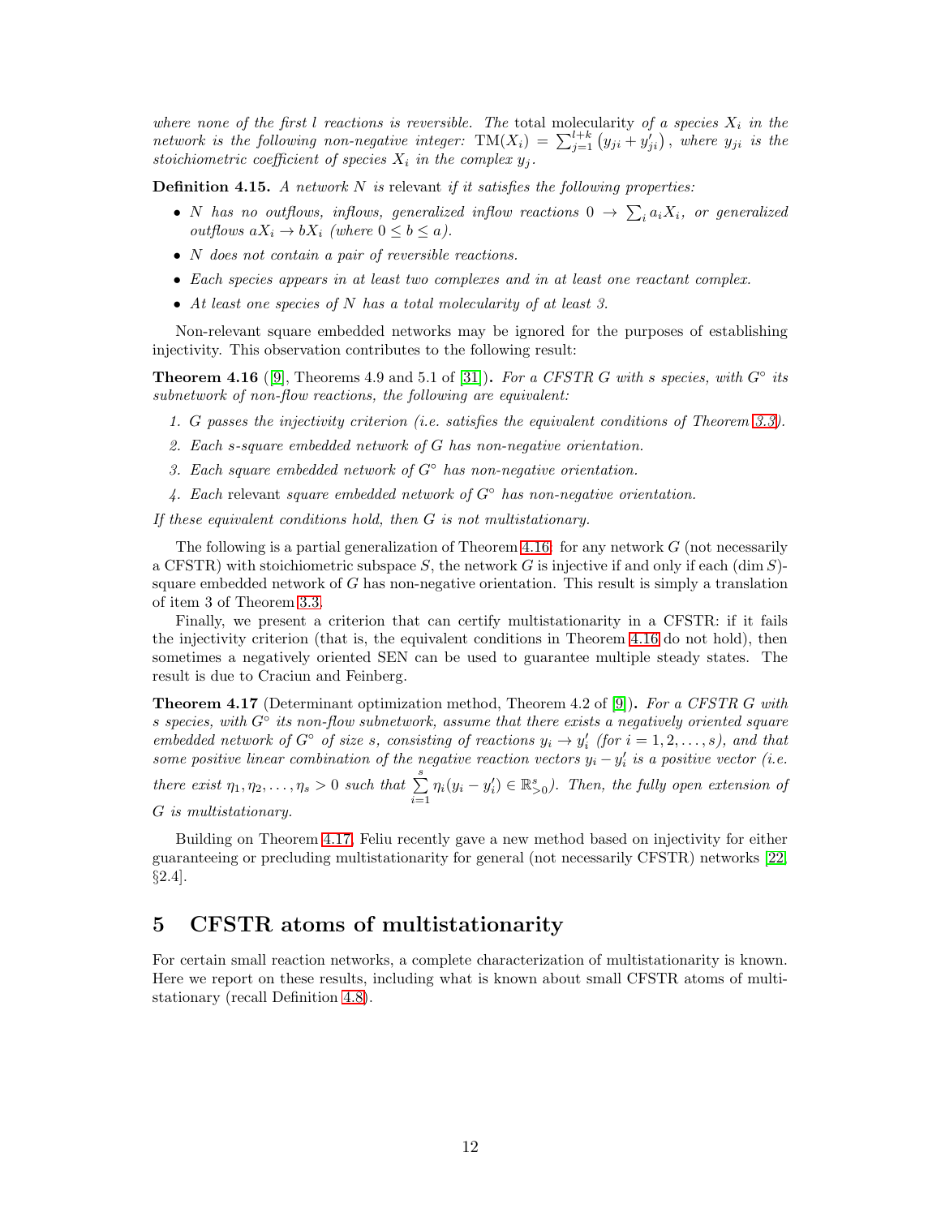*where none of the first $l$ reactions is reversible. The* total molecularity *of a species $X_i$ in the network is the following non-negative integer: $\mathrm{TM}(X_i) = \sum_{j=1}^{l+k} (y_{ji} + y'_{ji})$, where $y_{ji}$ is the stoichiometric coefficient of species $X_i$ in the complex $y_j$.*

**Definition 4.15.** *A network $N$ is* relevant *if it satisfies the following properties:*

- *$N$ has no outflows, inflows, generalized inflow reactions $0 \to \sum_i a_i X_i$, or generalized outflows $aX_i \to bX_i$ (where $0 \leq b \leq a$).*
- *$N$ does not contain a pair of reversible reactions.*
- *Each species appears in at least two complexes and in at least one reactant complex.*
- *At least one species of $N$ has a total molecularity of at least 3.*

Non-relevant square embedded networks may be ignored for the purposes of establishing injectivity. This observation contributes to the following result:

**Theorem 4.16** ([9], Theorems 4.9 and 5.1 of [31])**.** *For a CFSTR $G$ with $s$ species, with $G^\circ$ its subnetwork of non-flow reactions, the following are equivalent:*

1. *$G$ passes the injectivity criterion (i.e. satisfies the equivalent conditions of Theorem 3.3).*
2. *Each $s$-square embedded network of $G$ has non-negative orientation.*
3. *Each square embedded network of $G^\circ$ has non-negative orientation.*
4. *Each* relevant *square embedded network of $G^\circ$ has non-negative orientation.*

*If these equivalent conditions hold, then $G$ is not multistationary.*

The following is a partial generalization of Theorem 4.16: for any network $G$ (not necessarily a CFSTR) with stoichiometric subspace $S$, the network $G$ is injective if and only if each $(\dim S)$-square embedded network of $G$ has non-negative orientation. This result is simply a translation of item 3 of Theorem 3.3.

Finally, we present a criterion that can certify multistationarity in a CFSTR: if it fails the injectivity criterion (that is, the equivalent conditions in Theorem 4.16 do not hold), then sometimes a negatively oriented SEN can be used to guarantee multiple steady states. The result is due to Craciun and Feinberg.

**Theorem 4.17** (Determinant optimization method, Theorem 4.2 of [9])**.** *For a CFSTR $G$ with $s$ species, with $G^\circ$ its non-flow subnetwork, assume that there exists a negatively oriented square embedded network of $G^\circ$ of size $s$, consisting of reactions $y_i \to y'_i$ (for $i = 1, 2, \ldots, s$), and that some positive linear combination of the negative reaction vectors $y_i - y'_i$ is a positive vector (i.e. there exist $\eta_1, \eta_2, \ldots, \eta_s > 0$ such that $\sum_{i=1}^{s} \eta_i (y_i - y'_i) \in \mathbb{R}^s_{>0}$). Then, the fully open extension of $G$ is multistationary.*

Building on Theorem 4.17, Feliu recently gave a new method based on injectivity for either guaranteeing or precluding multistationarity for general (not necessarily CFSTR) networks [22, §2.4].

## 5 CFSTR atoms of multistationarity

For certain small reaction networks, a complete characterization of multistationarity is known. Here we report on these results, including what is known about small CFSTR atoms of multistationary (recall Definition 4.8).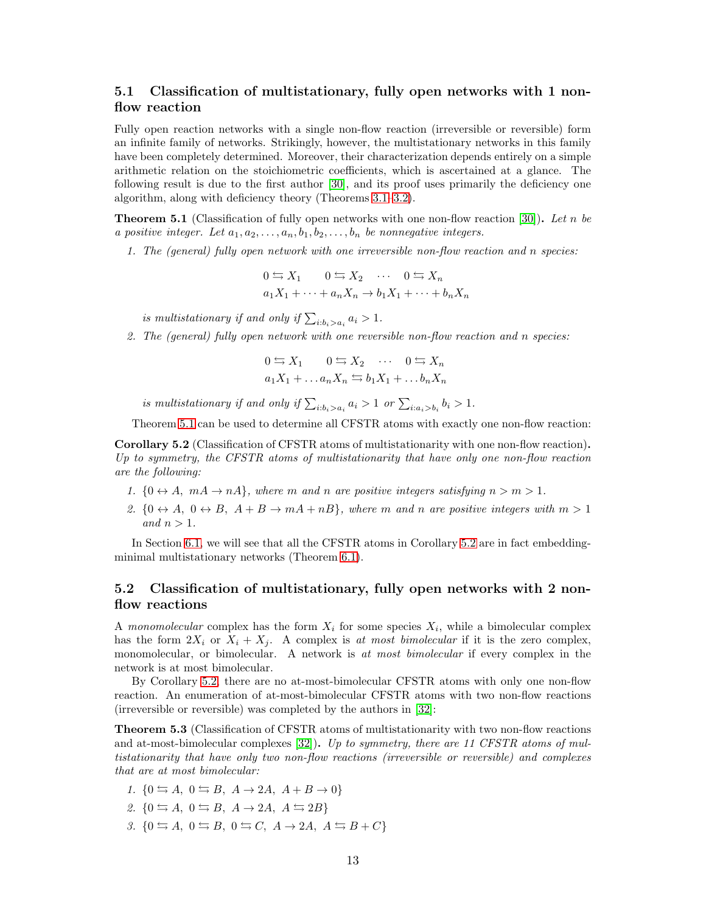## 5.1 Classification of multistationary, fully open networks with 1 non-flow reaction

Fully open reaction networks with a single non-flow reaction (irreversible or reversible) form an infinite family of networks. Strikingly, however, the multistationary networks in this family have been completely determined. Moreover, their characterization depends entirely on a simple arithmetic relation on the stoichiometric coefficients, which is ascertained at a glance. The following result is due to the first author [30], and its proof uses primarily the deficiency one algorithm, along with deficiency theory (Theorems 3.1–3.2).

**Theorem 5.1** (Classification of fully open networks with one non-flow reaction [30])**.** *Let $n$ be a positive integer. Let $a_1, a_2, \ldots, a_n, b_1, b_2, \ldots, b_n$ be nonnegative integers.*

1. *The (general) fully open network with one irreversible non-flow reaction and $n$ species:*

$$0 \leftrightarrows X_1 \qquad 0 \leftrightarrows X_2 \quad \cdots \quad 0 \leftrightarrows X_n$$
$$a_1X_1 + \cdots + a_nX_n \to b_1X_1 + \cdots + b_nX_n$$

   *is multistationary if and only if $\sum_{i: b_i > a_i} a_i > 1$.*

2. *The (general) fully open network with one reversible non-flow reaction and $n$ species:*

$$0 \leftrightarrows X_1 \qquad 0 \leftrightarrows X_2 \quad \cdots \quad 0 \leftrightarrows X_n$$
$$a_1X_1 + \ldots a_nX_n \leftrightarrows b_1X_1 + \ldots b_nX_n$$

   *is multistationary if and only if $\sum_{i: b_i > a_i} a_i > 1$ or $\sum_{i: a_i > b_i} b_i > 1$.*

Theorem 5.1 can be used to determine all CFSTR atoms with exactly one non-flow reaction:

**Corollary 5.2** (Classification of CFSTR atoms of multistationarity with one non-flow reaction)**.** *Up to symmetry, the CFSTR atoms of multistationarity that have only one non-flow reaction are the following:*

1. *$\{0 \leftrightarrow A,\ mA \to nA\}$, where $m$ and $n$ are positive integers satisfying $n > m > 1$.*
2. *$\{0 \leftrightarrow A,\ 0 \leftrightarrow B,\ A + B \to mA + nB\}$, where $m$ and $n$ are positive integers with $m > 1$ and $n > 1$.*

In Section 6.1, we will see that all the CFSTR atoms in Corollary 5.2 are in fact embedding-minimal multistationary networks (Theorem 6.1).

## 5.2 Classification of multistationary, fully open networks with 2 non-flow reactions

A *monomolecular* complex has the form $X_i$ for some species $X_i$, while a bimolecular complex has the form $2X_i$ or $X_i + X_j$. A complex is *at most bimolecular* if it is the zero complex, monomolecular, or bimolecular. A network is *at most bimolecular* if every complex in the network is at most bimolecular.

By Corollary 5.2, there are no at-most-bimolecular CFSTR atoms with only one non-flow reaction. An enumeration of at-most-bimolecular CFSTR atoms with two non-flow reactions (irreversible or reversible) was completed by the authors in [32]:

**Theorem 5.3** (Classification of CFSTR atoms of multistationarity with two non-flow reactions and at-most-bimolecular complexes [32])**.** *Up to symmetry, there are 11 CFSTR atoms of multistationarity that have only two non-flow reactions (irreversible or reversible) and complexes that are at most bimolecular:*

1. *$\{0 \leftrightarrows A,\ 0 \leftrightarrows B,\ A \to 2A,\ A + B \to 0\}$*
2. *$\{0 \leftrightarrows A,\ 0 \leftrightarrows B,\ A \to 2A,\ A \leftrightarrows 2B\}$*
3. *$\{0 \leftrightarrows A,\ 0 \leftrightarrows B,\ 0 \leftrightarrows C,\ A \to 2A,\ A \leftrightarrows B + C\}$*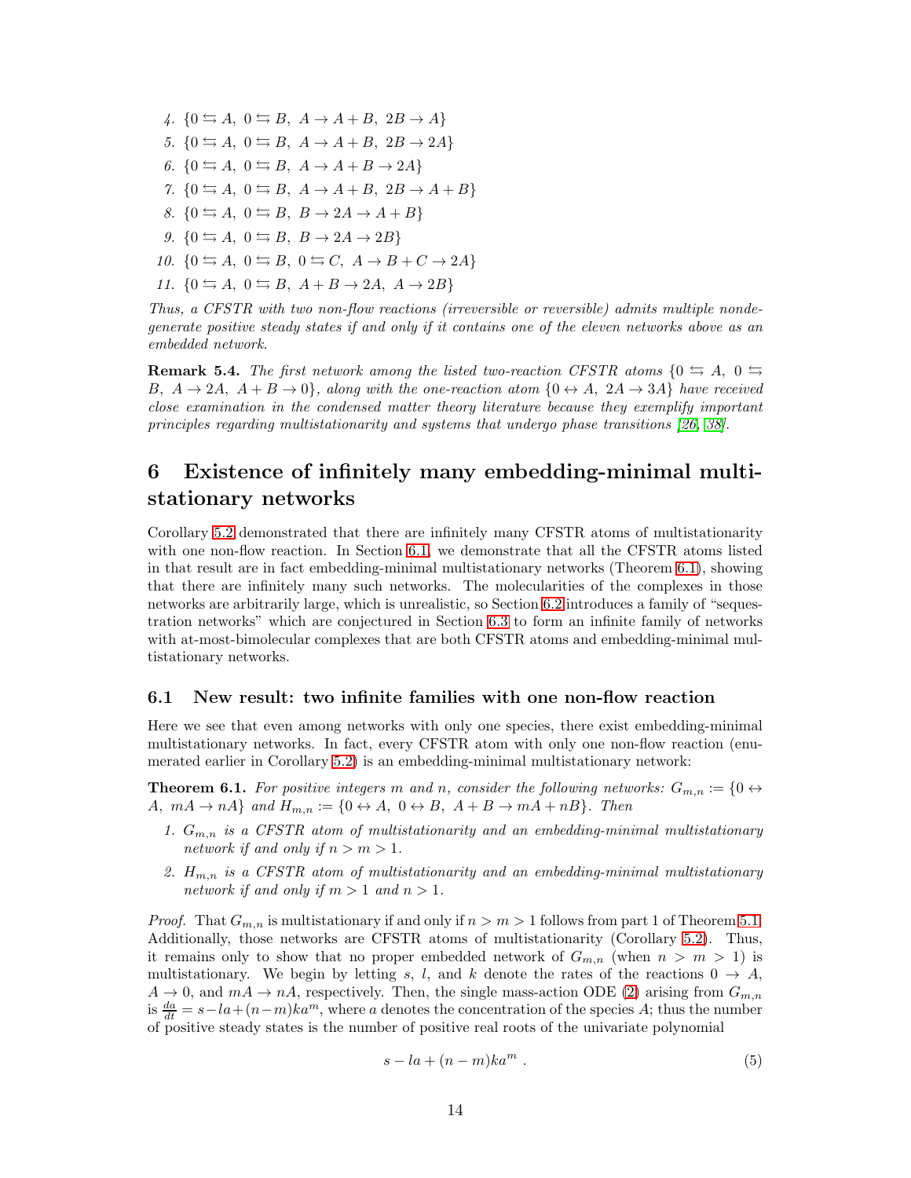4. $\{0 \leftrightarrows A,\ 0 \leftrightarrows B,\ A \to A+B,\ 2B \to A\}$
5. $\{0 \leftrightarrows A,\ 0 \leftrightarrows B,\ A \to A+B,\ 2B \to 2A\}$
6. $\{0 \leftrightarrows A,\ 0 \leftrightarrows B,\ A \to A+B \to 2A\}$
7. $\{0 \leftrightarrows A,\ 0 \leftrightarrows B,\ A \to A+B,\ 2B \to A+B\}$
8. $\{0 \leftrightarrows A,\ 0 \leftrightarrows B,\ B \to 2A \to A+B\}$
9. $\{0 \leftrightarrows A,\ 0 \leftrightarrows B,\ B \to 2A \to 2B\}$
10. $\{0 \leftrightarrows A,\ 0 \leftrightarrows B,\ 0 \leftrightarrows C,\ A \to B+C \to 2A\}$
11. $\{0 \leftrightarrows A,\ 0 \leftrightarrows B,\ A+B \to 2A,\ A \to 2B\}$

*Thus, a CFSTR with two non-flow reactions (irreversible or reversible) admits multiple nondegenerate positive steady states if and only if it contains one of the eleven networks above as an embedded network.*

**Remark 5.4.** *The first network among the listed two-reaction CFSTR atoms $\{0 \leftrightarrows A,\ 0 \leftrightarrows B,\ A \to 2A,\ A+B \to 0\}$, along with the one-reaction atom $\{0 \leftrightarrow A,\ 2A \to 3A\}$ have received close examination in the condensed matter theory literature because they exemplify important principles regarding multistationarity and systems that undergo phase transitions [26, 38].*

# 6 Existence of infinitely many embedding-minimal multistationary networks

Corollary 5.2 demonstrated that there are infinitely many CFSTR atoms of multistationarity with one non-flow reaction. In Section 6.1, we demonstrate that all the CFSTR atoms listed in that result are in fact embedding-minimal multistationary networks (Theorem 6.1), showing that there are infinitely many such networks. The molecularities of the complexes in those networks are arbitrarily large, which is unrealistic, so Section 6.2 introduces a family of "sequestration networks" which are conjectured in Section 6.3 to form an infinite family of networks with at-most-bimolecular complexes that are both CFSTR atoms and embedding-minimal multistationary networks.

## 6.1 New result: two infinite families with one non-flow reaction

Here we see that even among networks with only one species, there exist embedding-minimal multistationary networks. In fact, every CFSTR atom with only one non-flow reaction (enumerated earlier in Corollary 5.2) is an embedding-minimal multistationary network:

**Theorem 6.1.** *For positive integers $m$ and $n$, consider the following networks: $G_{m,n} := \{0 \leftrightarrow A,\ mA \to nA\}$ and $H_{m,n} := \{0 \leftrightarrow A,\ 0 \leftrightarrow B,\ A+B \to mA+nB\}$. Then*

1. *$G_{m,n}$ is a CFSTR atom of multistationarity and an embedding-minimal multistationary network if and only if $n > m > 1$.*
2. *$H_{m,n}$ is a CFSTR atom of multistationarity and an embedding-minimal multistationary network if and only if $m > 1$ and $n > 1$.*

*Proof.* That $G_{m,n}$ is multistationary if and only if $n > m > 1$ follows from part 1 of Theorem 5.1. Additionally, those networks are CFSTR atoms of multistationarity (Corollary 5.2). Thus, it remains only to show that no proper embedded network of $G_{m,n}$ (when $n > m > 1$) is multistationary. We begin by letting $s$, $l$, and $k$ denote the rates of the reactions $0 \to A$, $A \to 0$, and $mA \to nA$, respectively. Then, the single mass-action ODE (2) arising from $G_{m,n}$ is $\frac{da}{dt} = s - la + (n-m)ka^m$, where $a$ denotes the concentration of the species $A$; thus the number of positive steady states is the number of positive real roots of the univariate polynomial

$$s - la + (n-m)ka^m \ . \tag{5}$$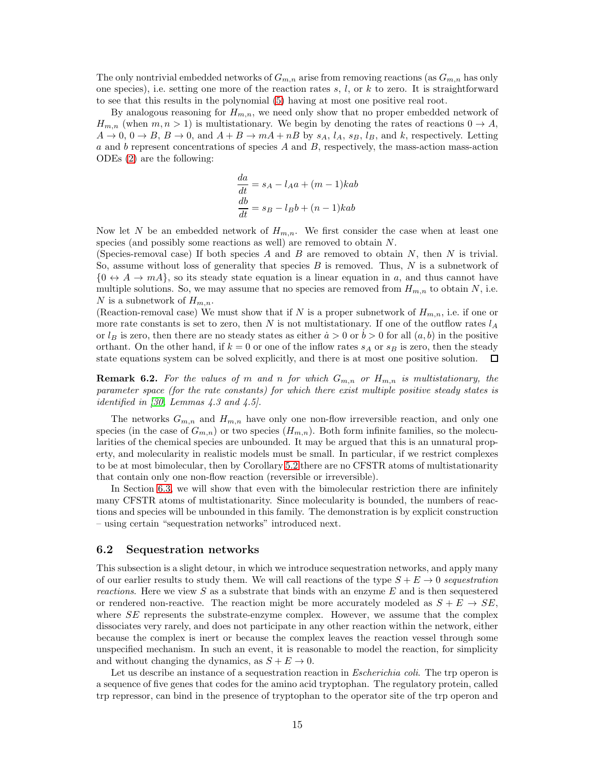The only nontrivial embedded networks of $G_{m,n}$ arise from removing reactions (as $G_{m,n}$ has only one species), i.e. setting one more of the reaction rates $s$, $l$, or $k$ to zero. It is straightforward to see that this results in the polynomial (5) having at most one positive real root.

By analogous reasoning for $H_{m,n}$, we need only show that no proper embedded network of $H_{m,n}$ (when $m, n > 1$) is multistationary. We begin by denoting the rates of reactions $0 \to A$, $A \to 0$, $0 \to B$, $B \to 0$, and $A + B \to mA + nB$ by $s_A$, $l_A$, $s_B$, $l_B$, and $k$, respectively. Letting $a$ and $b$ represent concentrations of species $A$ and $B$, respectively, the mass-action mass-action ODEs (2) are the following:

$$\frac{da}{dt} = s_A - l_A a + (m-1)kab$$
$$\frac{db}{dt} = s_B - l_B b + (n-1)kab$$

Now let $N$ be an embedded network of $H_{m,n}$. We first consider the case when at least one species (and possibly some reactions as well) are removed to obtain $N$.

(Species-removal case) If both species $A$ and $B$ are removed to obtain $N$, then $N$ is trivial. So, assume without loss of generality that species $B$ is removed. Thus, $N$ is a subnetwork of $\{0 \leftrightarrow A \to mA\}$, so its steady state equation is a linear equation in $a$, and thus cannot have multiple solutions. So, we may assume that no species are removed from $H_{m,n}$ to obtain $N$, i.e. $N$ is a subnetwork of $H_{m,n}$.

(Reaction-removal case) We must show that if $N$ is a proper subnetwork of $H_{m,n}$, i.e. if one or more rate constants is set to zero, then $N$ is not multistationary. If one of the outflow rates $l_A$ or $l_B$ is zero, then there are no steady states as either $\dot{a} > 0$ or $\dot{b} > 0$ for all $(a, b)$ in the positive orthant. On the other hand, if $k = 0$ or one of the inflow rates $s_A$ or $s_B$ is zero, then the steady state equations system can be solved explicitly, and there is at most one positive solution. □

**Remark 6.2.** *For the values of $m$ and $n$ for which $G_{m,n}$ or $H_{m,n}$ is multistationary, the parameter space (for the rate constants) for which there exist multiple positive steady states is identified in [30, Lemmas 4.3 and 4.5].*

The networks $G_{m,n}$ and $H_{m,n}$ have only one non-flow irreversible reaction, and only one species (in the case of $G_{m,n}$) or two species ($H_{m,n}$). Both form infinite families, so the molecularities of the chemical species are unbounded. It may be argued that this is an unnatural property, and molecularity in realistic models must be small. In particular, if we restrict complexes to be at most bimolecular, then by Corollary 5.2 there are no CFSTR atoms of multistationarity that contain only one non-flow reaction (reversible or irreversible).

In Section 6.3, we will show that even with the bimolecular restriction there are infinitely many CFSTR atoms of multistationarity. Since molecularity is bounded, the numbers of reactions and species will be unbounded in this family. The demonstration is by explicit construction – using certain "sequestration networks" introduced next.

## 6.2 Sequestration networks

This subsection is a slight detour, in which we introduce sequestration networks, and apply many of our earlier results to study them. We will call reactions of the type $S + E \to 0$ *sequestration reactions*. Here we view $S$ as a substrate that binds with an enzyme $E$ and is then sequestered or rendered non-reactive. The reaction might be more accurately modeled as $S + E \to SE$, where $SE$ represents the substrate-enzyme complex. However, we assume that the complex dissociates very rarely, and does not participate in any other reaction within the network, either because the complex is inert or because the complex leaves the reaction vessel through some unspecified mechanism. In such an event, it is reasonable to model the reaction, for simplicity and without changing the dynamics, as $S + E \to 0$.

Let us describe an instance of a sequestration reaction in *Escherichia coli*. The trp operon is a sequence of five genes that codes for the amino acid tryptophan. The regulatory protein, called trp repressor, can bind in the presence of tryptophan to the operator site of the trp operon and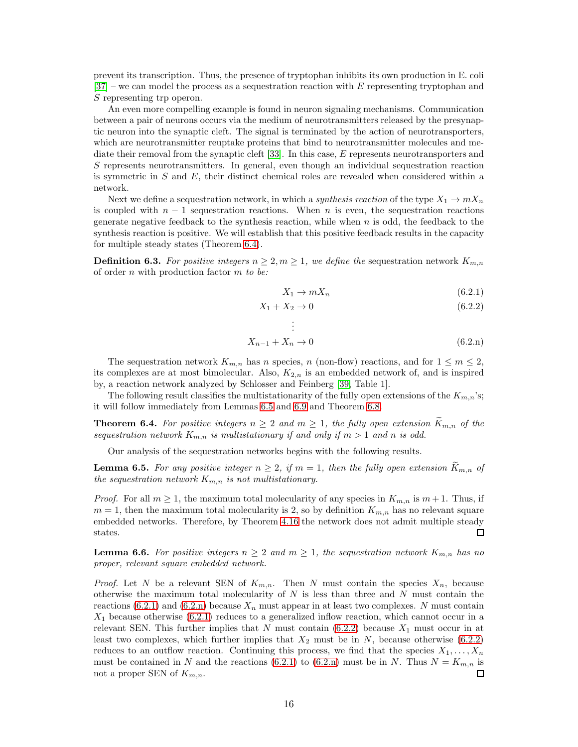prevent its transcription. Thus, the presence of tryptophan inhibits its own production in E. coli [37] – we can model the process as a sequestration reaction with $E$ representing tryptophan and $S$ representing trp operon.

An even more compelling example is found in neuron signaling mechanisms. Communication between a pair of neurons occurs via the medium of neurotransmitters released by the presynaptic neuron into the synaptic cleft. The signal is terminated by the action of neurotransporters, which are neurotransmitter reuptake proteins that bind to neurotransmitter molecules and mediate their removal from the synaptic cleft [33]. In this case, $E$ represents neurotransporters and $S$ represents neurotransmitters. In general, even though an individual sequestration reaction is symmetric in $S$ and $E$, their distinct chemical roles are revealed when considered within a network.

Next we define a sequestration network, in which a *synthesis reaction* of the type $X_1 \to mX_n$ is coupled with $n-1$ sequestration reactions. When $n$ is even, the sequestration reactions generate negative feedback to the synthesis reaction, while when $n$ is odd, the feedback to the synthesis reaction is positive. We will establish that this positive feedback results in the capacity for multiple steady states (Theorem 6.4).

**Definition 6.3.** *For positive integers $n \geq 2, m \geq 1$, we define the* sequestration network $K_{m,n}$ *of order* $n$ *with* production factor $m$ *to be:*

$$X_1 \to mX_n \tag{6.2.1}$$

$$X_1 + X_2 \to 0 \tag{6.2.2}$$

$$\vdots$$

$$X_{n-1} + X_n \to 0 \tag{6.2.n}$$

The sequestration network $K_{m,n}$ has $n$ species, $n$ (non-flow) reactions, and for $1 \leq m \leq 2$, its complexes are at most bimolecular. Also, $K_{2,n}$ is an embedded network of, and is inspired by, a reaction network analyzed by Schlosser and Feinberg [39, Table 1].

The following result classifies the multistationarity of the fully open extensions of the $K_{m,n}$'s; it will follow immediately from Lemmas 6.5 and 6.9 and Theorem 6.8.

**Theorem 6.4.** *For positive integers $n \geq 2$ and $m \geq 1$, the fully open extension $\widetilde{K}_{m,n}$ of the sequestration network $K_{m,n}$ is multistationary if and only if $m > 1$ and $n$ is odd.*

Our analysis of the sequestration networks begins with the following results.

**Lemma 6.5.** *For any positive integer $n \geq 2$, if $m = 1$, then the fully open extension $\widetilde{K}_{m,n}$ of the sequestration network $K_{m,n}$ is not multistationary.*

*Proof.* For all $m \geq 1$, the maximum total molecularity of any species in $K_{m,n}$ is $m+1$. Thus, if $m = 1$, then the maximum total molecularity is 2, so by definition $K_{m,n}$ has no relevant square embedded networks. Therefore, by Theorem 4.16 the network does not admit multiple steady states. ◻

**Lemma 6.6.** *For positive integers $n \geq 2$ and $m \geq 1$, the sequestration network $K_{m,n}$ has no proper, relevant square embedded network.*

*Proof.* Let $N$ be a relevant SEN of $K_{m,n}$. Then $N$ must contain the species $X_n$, because otherwise the maximum total molecularity of $N$ is less than three and $N$ must contain the reactions (6.2.1) and (6.2.n) because $X_n$ must appear in at least two complexes. $N$ must contain $X_1$ because otherwise (6.2.1) reduces to a generalized inflow reaction, which cannot occur in a relevant SEN. This further implies that $N$ must contain (6.2.2) because $X_1$ must occur in at least two complexes, which further implies that $X_2$ must be in $N$, because otherwise (6.2.2) reduces to an outflow reaction. Continuing this process, we find that the species $X_1, \ldots, X_n$ must be contained in $N$ and the reactions (6.2.1) to (6.2.n) must be in $N$. Thus $N = K_{m,n}$ is not a proper SEN of $K_{m,n}$. ◻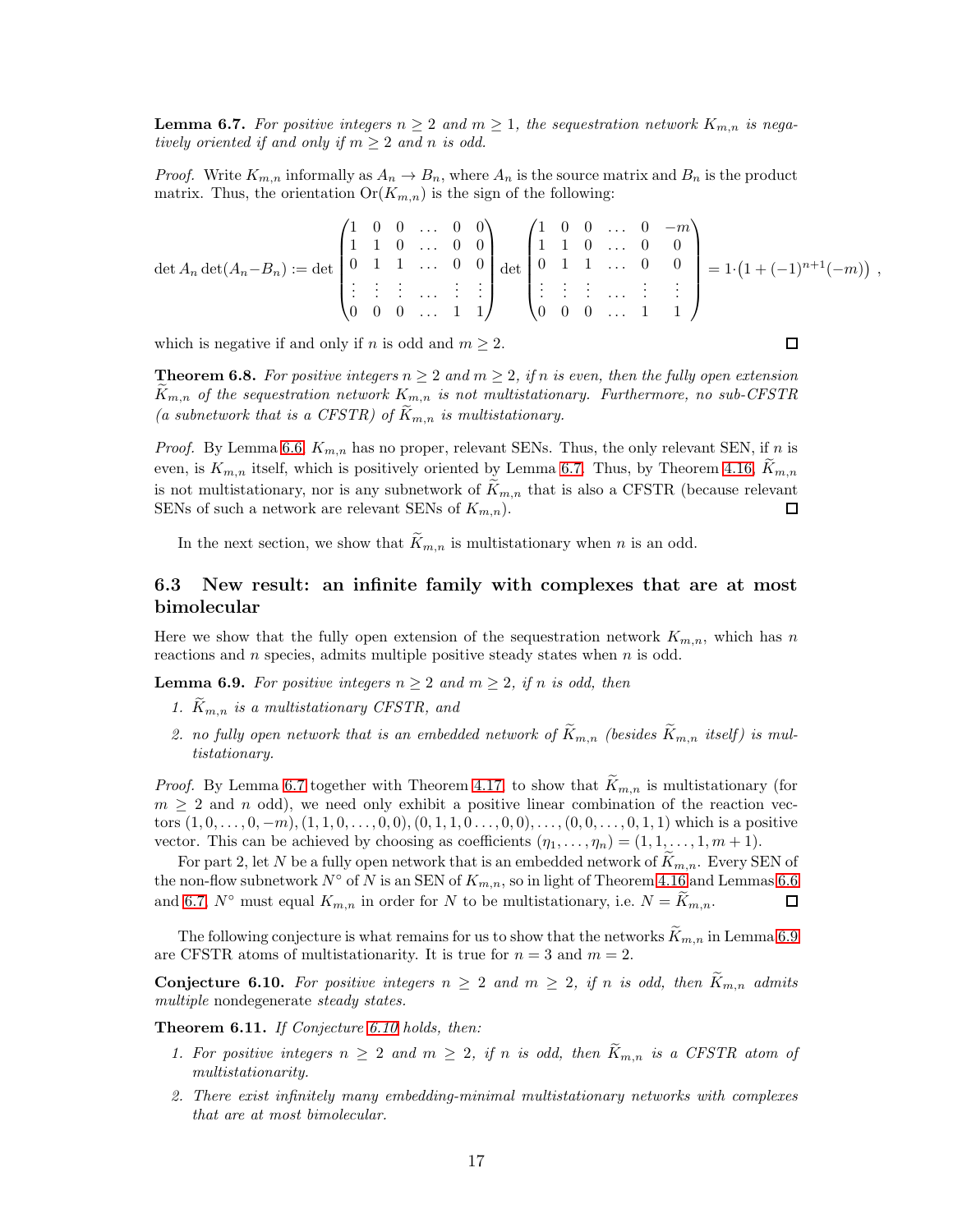**Lemma 6.7.** *For positive integers $n \geq 2$ and $m \geq 1$, the sequestration network $K_{m,n}$ is negatively oriented if and only if $m \geq 2$ and $n$ is odd.*

*Proof.* Write $K_{m,n}$ informally as $A_n \to B_n$, where $A_n$ is the source matrix and $B_n$ is the product matrix. Thus, the orientation $\mathrm{Or}(K_{m,n})$ is the sign of the following:

$$\det A_n \det(A_n - B_n) := \det \begin{pmatrix} 1 & 0 & 0 & \dots & 0 & 0 \\ 1 & 1 & 0 & \dots & 0 & 0 \\ 0 & 1 & 1 & \dots & 0 & 0 \\ \vdots & \vdots & \vdots & \dots & \vdots & \vdots \\ 0 & 0 & 0 & \dots & 1 & 1 \end{pmatrix} \det \begin{pmatrix} 1 & 0 & 0 & \dots & 0 & -m \\ 1 & 1 & 0 & \dots & 0 & 0 \\ 0 & 1 & 1 & \dots & 0 & 0 \\ \vdots & \vdots & \vdots & \dots & \vdots & \vdots \\ 0 & 0 & 0 & \dots & 1 & 1 \end{pmatrix} = 1 \cdot \left(1 + (-1)^{n+1}(-m)\right) ,$$

which is negative if and only if $n$ is odd and $m \geq 2$. $\square$

**Theorem 6.8.** *For positive integers $n \geq 2$ and $m \geq 2$, if $n$ is even, then the fully open extension $\widetilde{K}_{m,n}$ of the sequestration network $K_{m,n}$ is not multistationary. Furthermore, no sub-CFSTR (a subnetwork that is a CFSTR) of $\widetilde{K}_{m,n}$ is multistationary.*

*Proof.* By Lemma 6.6, $K_{m,n}$ has no proper, relevant SENs. Thus, the only relevant SEN, if $n$ is even, is $K_{m,n}$ itself, which is positively oriented by Lemma 6.7. Thus, by Theorem 4.16, $\widetilde{K}_{m,n}$ is not multistationary, nor is any subnetwork of $\widetilde{K}_{m,n}$ that is also a CFSTR (because relevant SENs of such a network are relevant SENs of $K_{m,n}$). $\square$

In the next section, we show that $\widetilde{K}_{m,n}$ is multistationary when $n$ is an odd.

## 6.3 New result: an infinite family with complexes that are at most bimolecular

Here we show that the fully open extension of the sequestration network $K_{m,n}$, which has $n$ reactions and $n$ species, admits multiple positive steady states when $n$ is odd.

**Lemma 6.9.** *For positive integers $n \geq 2$ and $m \geq 2$, if $n$ is odd, then*

1. *$\widetilde{K}_{m,n}$ is a multistationary CFSTR, and*
2. *no fully open network that is an embedded network of $\widetilde{K}_{m,n}$ (besides $\widetilde{K}_{m,n}$ itself) is multistationary.*

*Proof.* By Lemma 6.7 together with Theorem 4.17, to show that $\widetilde{K}_{m,n}$ is multistationary (for $m \geq 2$ and $n$ odd), we need only exhibit a positive linear combination of the reaction vectors $(1, 0, \dots, 0, -m), (1, 1, 0, \dots, 0, 0), (0, 1, 1, 0 \dots, 0, 0), \dots, (0, 0, \dots, 0, 1, 1)$ which is a positive vector. This can be achieved by choosing as coefficients $(\eta_1, \dots, \eta_n) = (1, 1, \dots, 1, m + 1)$.

For part 2, let $N$ be a fully open network that is an embedded network of $\widetilde{K}_{m,n}$. Every SEN of the non-flow subnetwork $N^\circ$ of $N$ is an SEN of $K_{m,n}$, so in light of Theorem 4.16 and Lemmas 6.6 and 6.7, $N^\circ$ must equal $K_{m,n}$ in order for $N$ to be multistationary, i.e. $N = \widetilde{K}_{m,n}$. $\square$

The following conjecture is what remains for us to show that the networks $\widetilde{K}_{m,n}$ in Lemma 6.9 are CFSTR atoms of multistationarity. It is true for $n = 3$ and $m = 2$.

**Conjecture 6.10.** *For positive integers $n \geq 2$ and $m \geq 2$, if $n$ is odd, then $\widetilde{K}_{m,n}$ admits multiple* nondegenerate *steady states.*

**Theorem 6.11.** *If Conjecture 6.10 holds, then:*

1. *For positive integers $n \geq 2$ and $m \geq 2$, if $n$ is odd, then $\widetilde{K}_{m,n}$ is a CFSTR atom of multistationarity.*
2. *There exist infinitely many embedding-minimal multistationary networks with complexes that are at most bimolecular.*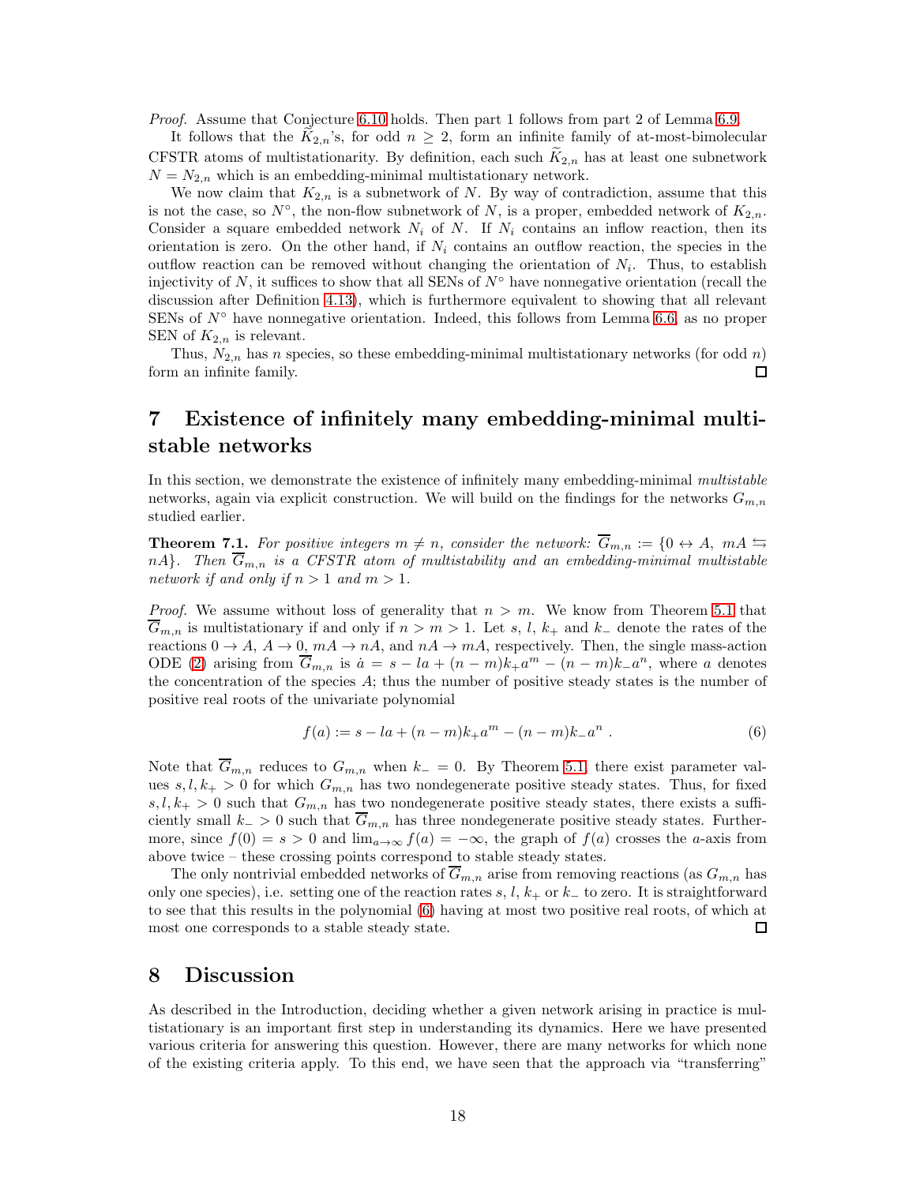*Proof.* Assume that Conjecture 6.10 holds. Then part 1 follows from part 2 of Lemma 6.9.

It follows that the $\widetilde{K}_{2,n}$'s, for odd $n \geq 2$, form an infinite family of at-most-bimolecular CFSTR atoms of multistationarity. By definition, each such $\widetilde{K}_{2,n}$ has at least one subnetwork $N = N_{2,n}$ which is an embedding-minimal multistationary network.

We now claim that $K_{2,n}$ is a subnetwork of $N$. By way of contradiction, assume that this is not the case, so $N^\circ$, the non-flow subnetwork of $N$, is a proper, embedded network of $K_{2,n}$. Consider a square embedded network $N_i$ of $N$. If $N_i$ contains an inflow reaction, then its orientation is zero. On the other hand, if $N_i$ contains an outflow reaction, the species in the outflow reaction can be removed without changing the orientation of $N_i$. Thus, to establish injectivity of $N$, it suffices to show that all SENs of $N^\circ$ have nonnegative orientation (recall the discussion after Definition 4.13), which is furthermore equivalent to showing that all relevant SENs of $N^\circ$ have nonnegative orientation. Indeed, this follows from Lemma 6.6, as no proper SEN of $K_{2,n}$ is relevant.

Thus, $N_{2,n}$ has $n$ species, so these embedding-minimal multistationary networks (for odd $n$) form an infinite family. ◻

# 7 Existence of infinitely many embedding-minimal multistable networks

In this section, we demonstrate the existence of infinitely many embedding-minimal *multistable* networks, again via explicit construction. We will build on the findings for the networks $G_{m,n}$ studied earlier.

**Theorem 7.1.** *For positive integers $m \neq n$, consider the network: $\overline{G}_{m,n} := \{0 \leftrightarrow A,\ mA \leftrightarrows nA\}$. Then $\overline{G}_{m,n}$ is a CFSTR atom of multistability and an embedding-minimal multistable network if and only if $n > 1$ and $m > 1$.*

*Proof.* We assume without loss of generality that $n > m$. We know from Theorem 5.1 that $\overline{G}_{m,n}$ is multistationary if and only if $n > m > 1$. Let $s$, $l$, $k_+$ and $k_-$ denote the rates of the reactions $0 \to A$, $A \to 0$, $mA \to nA$, and $nA \to mA$, respectively. Then, the single mass-action ODE (2) arising from $\overline{G}_{m,n}$ is $\dot{a} = s - la + (n-m)k_+a^m - (n-m)k_-a^n$, where $a$ denotes the concentration of the species $A$; thus the number of positive steady states is the number of positive real roots of the univariate polynomial

$$f(a) := s - la + (n-m)k_+a^m - (n-m)k_-a^n \ . \tag{6}$$

Note that $\overline{G}_{m,n}$ reduces to $G_{m,n}$ when $k_- = 0$. By Theorem 5.1, there exist parameter values $s, l, k_+ > 0$ for which $G_{m,n}$ has two nondegenerate positive steady states. Thus, for fixed $s, l, k_+ > 0$ such that $G_{m,n}$ has two nondegenerate positive steady states, there exists a sufficiently small $k_- > 0$ such that $\overline{G}_{m,n}$ has three nondegenerate positive steady states. Furthermore, since $f(0) = s > 0$ and $\lim_{a\to\infty} f(a) = -\infty$, the graph of $f(a)$ crosses the $a$-axis from above twice – these crossing points correspond to stable steady states.

The only nontrivial embedded networks of $\overline{G}_{m,n}$ arise from removing reactions (as $G_{m,n}$ has only one species), i.e. setting one of the reaction rates $s$, $l$, $k_+$ or $k_-$ to zero. It is straightforward to see that this results in the polynomial (6) having at most two positive real roots, of which at most one corresponds to a stable steady state. ◻

# 8 Discussion

As described in the Introduction, deciding whether a given network arising in practice is multistationary is an important first step in understanding its dynamics. Here we have presented various criteria for answering this question. However, there are many networks for which none of the existing criteria apply. To this end, we have seen that the approach via "transferring"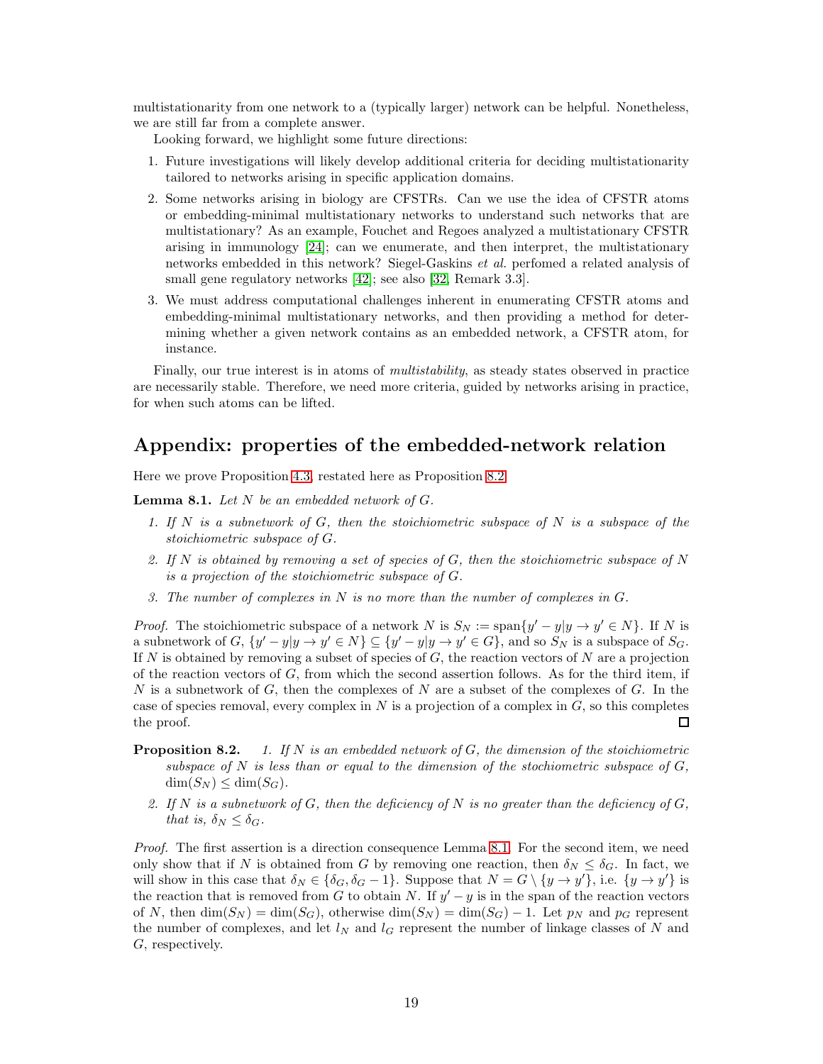multistationarity from one network to a (typically larger) network can be helpful. Nonetheless, we are still far from a complete answer.

Looking forward, we highlight some future directions:

1. Future investigations will likely develop additional criteria for deciding multistationarity tailored to networks arising in specific application domains.
2. Some networks arising in biology are CFSTRs. Can we use the idea of CFSTR atoms or embedding-minimal multistationary networks to understand such networks that are multistationary? As an example, Fouchet and Regoes analyzed a multistationary CFSTR arising in immunology [24]; can we enumerate, and then interpret, the multistationary networks embedded in this network? Siegel-Gaskins *et al.* perfomed a related analysis of small gene regulatory networks [42]; see also [32, Remark 3.3].
3. We must address computational challenges inherent in enumerating CFSTR atoms and embedding-minimal multistationary networks, and then providing a method for determining whether a given network contains as an embedded network, a CFSTR atom, for instance.

Finally, our true interest is in atoms of *multistability*, as steady states observed in practice are necessarily stable. Therefore, we need more criteria, guided by networks arising in practice, for when such atoms can be lifted.

## Appendix: properties of the embedded-network relation

Here we prove Proposition 4.3, restated here as Proposition 8.2.

**Lemma 8.1.** *Let $N$ be an embedded network of $G$.*

1. *If $N$ is a subnetwork of $G$, then the stoichiometric subspace of $N$ is a subspace of the stoichiometric subspace of $G$.*
2. *If $N$ is obtained by removing a set of species of $G$, then the stoichiometric subspace of $N$ is a projection of the stoichiometric subspace of $G$.*
3. *The number of complexes in $N$ is no more than the number of complexes in $G$.*

*Proof.* The stoichiometric subspace of a network $N$ is $S_N := \operatorname{span}\{y' - y | y \to y' \in N\}$. If $N$ is a subnetwork of $G$, $\{y' - y | y \to y' \in N\} \subseteq \{y' - y | y \to y' \in G\}$, and so $S_N$ is a subspace of $S_G$. If $N$ is obtained by removing a subset of species of $G$, the reaction vectors of $N$ are a projection of the reaction vectors of $G$, from which the second assertion follows. As for the third item, if $N$ is a subnetwork of $G$, then the complexes of $N$ are a subset of the complexes of $G$. In the case of species removal, every complex in $N$ is a projection of a complex in $G$, so this completes the proof. ∎

**Proposition 8.2.**
1. *If $N$ is an embedded network of $G$, the dimension of the stoichiometric subspace of $N$ is less than or equal to the dimension of the stochiometric subspace of $G$, $\dim(S_N) \leq \dim(S_G)$.*
2. *If $N$ is a subnetwork of $G$, then the deficiency of $N$ is no greater than the deficiency of $G$, that is, $\delta_N \leq \delta_G$.*

*Proof.* The first assertion is a direction consequence Lemma 8.1. For the second item, we need only show that if $N$ is obtained from $G$ by removing one reaction, then $\delta_N \leq \delta_G$. In fact, we will show in this case that $\delta_N \in \{\delta_G, \delta_G - 1\}$. Suppose that $N = G \setminus \{y \to y'\}$, i.e. $\{y \to y'\}$ is the reaction that is removed from $G$ to obtain $N$. If $y' - y$ is in the span of the reaction vectors of $N$, then $\dim(S_N) = \dim(S_G)$, otherwise $\dim(S_N) = \dim(S_G) - 1$. Let $p_N$ and $p_G$ represent the number of complexes, and let $l_N$ and $l_G$ represent the number of linkage classes of $N$ and $G$, respectively.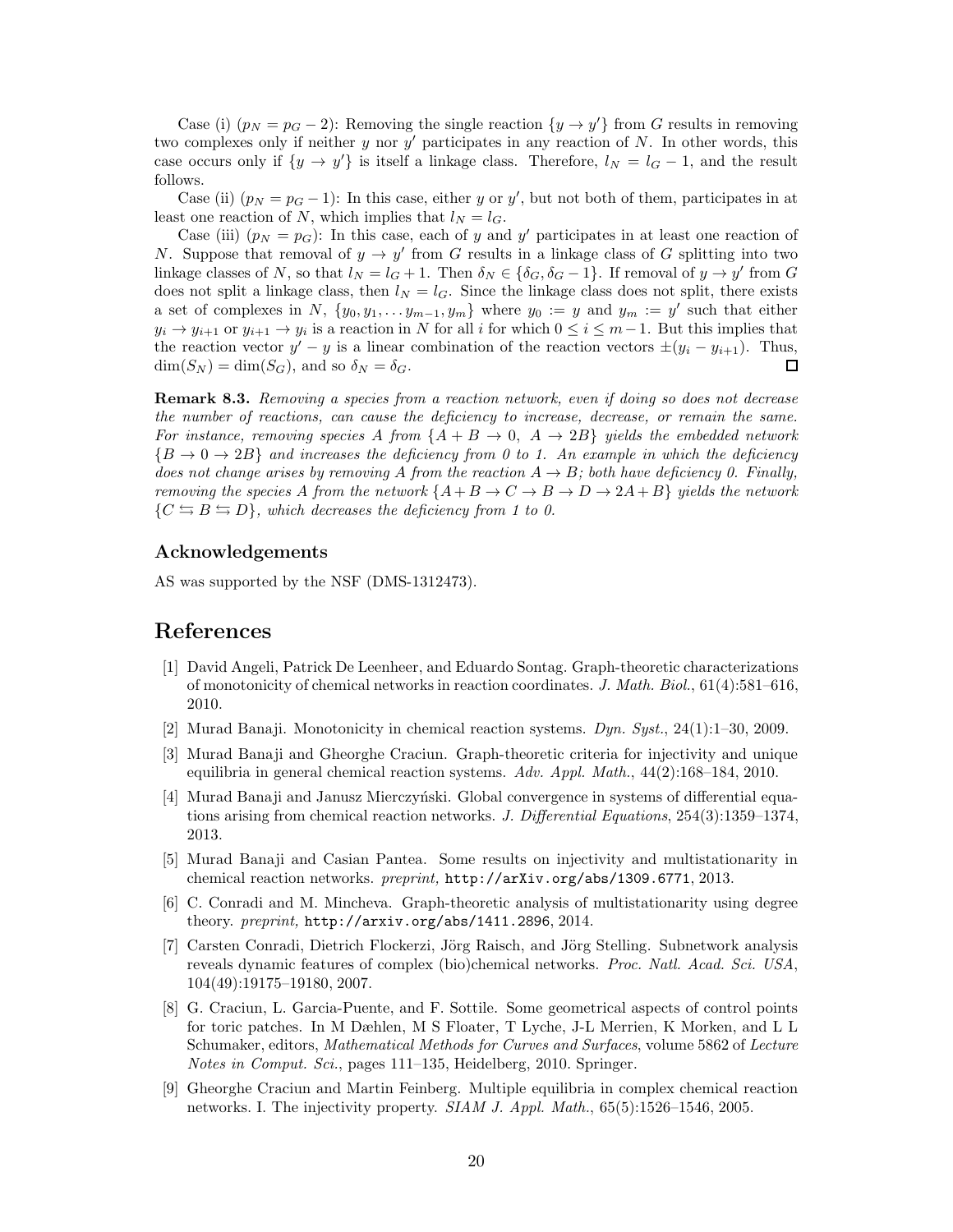Case (i) ($p_N = p_G - 2$): Removing the single reaction $\{y \to y'\}$ from $G$ results in removing two complexes only if neither $y$ nor $y'$ participates in any reaction of $N$. In other words, this case occurs only if $\{y \to y'\}$ is itself a linkage class. Therefore, $l_N = l_G - 1$, and the result follows.

Case (ii) ($p_N = p_G - 1$): In this case, either $y$ or $y'$, but not both of them, participates in at least one reaction of $N$, which implies that $l_N = l_G$.

Case (iii) ($p_N = p_G$): In this case, each of $y$ and $y'$ participates in at least one reaction of $N$. Suppose that removal of $y \to y'$ from $G$ results in a linkage class of $G$ splitting into two linkage classes of $N$, so that $l_N = l_G + 1$. Then $\delta_N \in \{\delta_G, \delta_G - 1\}$. If removal of $y \to y'$ from $G$ does not split a linkage class, then $l_N = l_G$. Since the linkage class does not split, there exists a set of complexes in $N$, $\{y_0, y_1, \dots y_{m-1}, y_m\}$ where $y_0 := y$ and $y_m := y'$ such that either $y_i \to y_{i+1}$ or $y_{i+1} \to y_i$ is a reaction in $N$ for all $i$ for which $0 \le i \le m-1$. But this implies that the reaction vector $y' - y$ is a linear combination of the reaction vectors $\pm(y_i - y_{i+1})$. Thus, $\dim(S_N) = \dim(S_G)$, and so $\delta_N = \delta_G$. □

**Remark 8.3.** *Removing a species from a reaction network, even if doing so does not decrease the number of reactions, can cause the deficiency to increase, decrease, or remain the same. For instance, removing species $A$ from $\{A + B \to 0,\ A \to 2B\}$ yields the embedded network $\{B \to 0 \to 2B\}$ and increases the deficiency from 0 to 1. An example in which the deficiency does not change arises by removing $A$ from the reaction $A \to B$; both have deficiency 0. Finally, removing the species $A$ from the network $\{A + B \to C \to B \to D \to 2A + B\}$ yields the network $\{C \leftrightarrows B \leftrightarrows D\}$, which decreases the deficiency from 1 to 0.*

## Acknowledgements

AS was supported by the NSF (DMS-1312473).

# References

[1] David Angeli, Patrick De Leenheer, and Eduardo Sontag. Graph-theoretic characterizations of monotonicity of chemical networks in reaction coordinates. *J. Math. Biol.*, 61(4):581–616, 2010.

[2] Murad Banaji. Monotonicity in chemical reaction systems. *Dyn. Syst.*, 24(1):1–30, 2009.

[3] Murad Banaji and Gheorghe Craciun. Graph-theoretic criteria for injectivity and unique equilibria in general chemical reaction systems. *Adv. Appl. Math.*, 44(2):168–184, 2010.

[4] Murad Banaji and Janusz Mierczyński. Global convergence in systems of differential equations arising from chemical reaction networks. *J. Differential Equations*, 254(3):1359–1374, 2013.

[5] Murad Banaji and Casian Pantea. Some results on injectivity and multistationarity in chemical reaction networks. *preprint,* http://arXiv.org/abs/1309.6771, 2013.

[6] C. Conradi and M. Mincheva. Graph-theoretic analysis of multistationarity using degree theory. *preprint,* http://arxiv.org/abs/1411.2896, 2014.

[7] Carsten Conradi, Dietrich Flockerzi, Jörg Raisch, and Jörg Stelling. Subnetwork analysis reveals dynamic features of complex (bio)chemical networks. *Proc. Natl. Acad. Sci. USA*, 104(49):19175–19180, 2007.

[8] G. Craciun, L. Garcia-Puente, and F. Sottile. Some geometrical aspects of control points for toric patches. In M Dæhlen, M S Floater, T Lyche, J-L Merrien, K Morken, and L L Schumaker, editors, *Mathematical Methods for Curves and Surfaces*, volume 5862 of *Lecture Notes in Comput. Sci.*, pages 111–135, Heidelberg, 2010. Springer.

[9] Gheorghe Craciun and Martin Feinberg. Multiple equilibria in complex chemical reaction networks. I. The injectivity property. *SIAM J. Appl. Math.*, 65(5):1526–1546, 2005.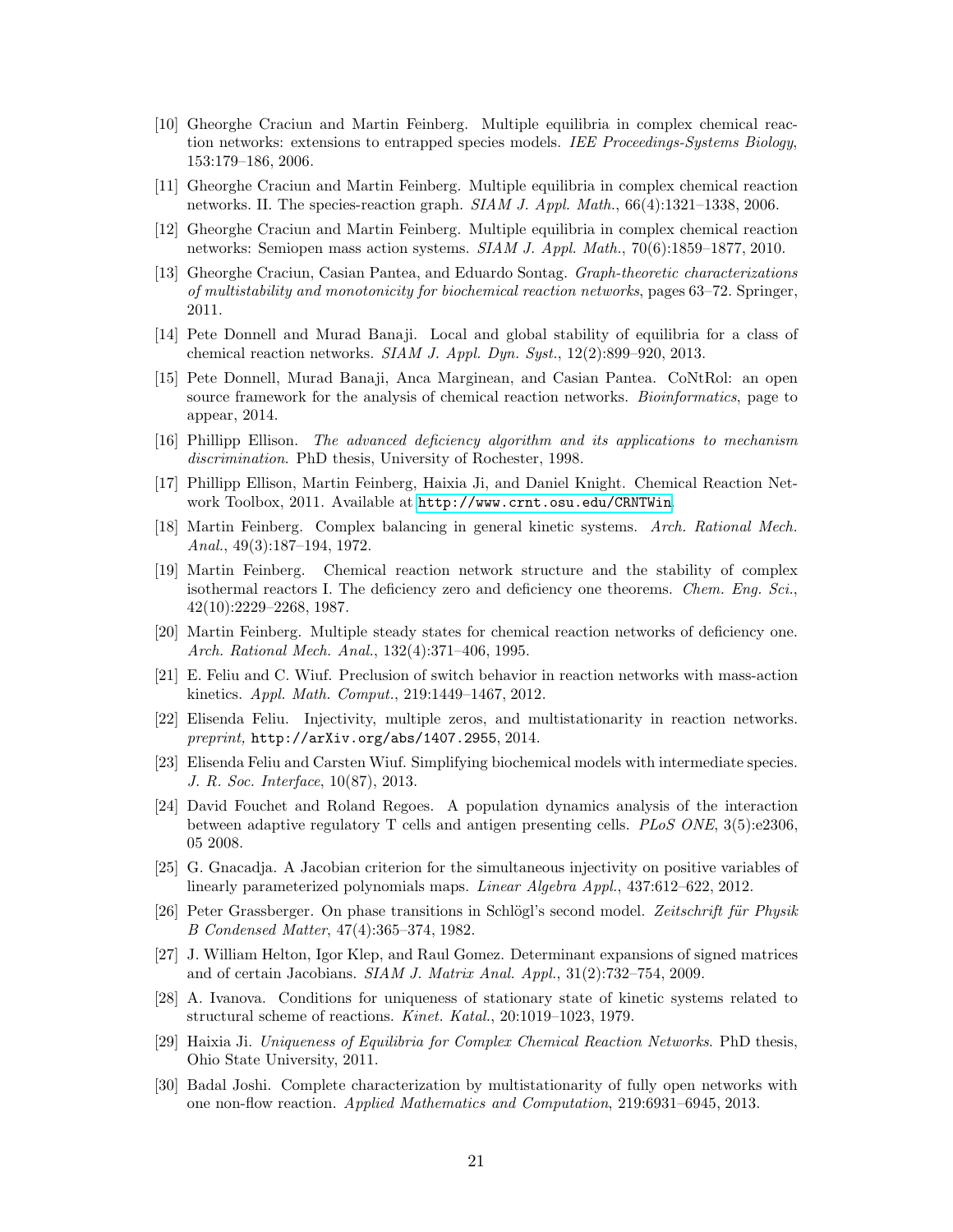[10] Gheorghe Craciun and Martin Feinberg. Multiple equilibria in complex chemical reaction networks: extensions to entrapped species models. *IEE Proceedings-Systems Biology*, 153:179–186, 2006.

[11] Gheorghe Craciun and Martin Feinberg. Multiple equilibria in complex chemical reaction networks. II. The species-reaction graph. *SIAM J. Appl. Math.*, 66(4):1321–1338, 2006.

[12] Gheorghe Craciun and Martin Feinberg. Multiple equilibria in complex chemical reaction networks: Semiopen mass action systems. *SIAM J. Appl. Math.*, 70(6):1859–1877, 2010.

[13] Gheorghe Craciun, Casian Pantea, and Eduardo Sontag. *Graph-theoretic characterizations of multistability and monotonicity for biochemical reaction networks*, pages 63–72. Springer, 2011.

[14] Pete Donnell and Murad Banaji. Local and global stability of equilibria for a class of chemical reaction networks. *SIAM J. Appl. Dyn. Syst.*, 12(2):899–920, 2013.

[15] Pete Donnell, Murad Banaji, Anca Marginean, and Casian Pantea. CoNtRol: an open source framework for the analysis of chemical reaction networks. *Bioinformatics*, page to appear, 2014.

[16] Phillipp Ellison. *The advanced deficiency algorithm and its applications to mechanism discrimination*. PhD thesis, University of Rochester, 1998.

[17] Phillipp Ellison, Martin Feinberg, Haixia Ji, and Daniel Knight. Chemical Reaction Network Toolbox, 2011. Available at http://www.crnt.osu.edu/CRNTWin.

[18] Martin Feinberg. Complex balancing in general kinetic systems. *Arch. Rational Mech. Anal.*, 49(3):187–194, 1972.

[19] Martin Feinberg. Chemical reaction network structure and the stability of complex isothermal reactors I. The deficiency zero and deficiency one theorems. *Chem. Eng. Sci.*, 42(10):2229–2268, 1987.

[20] Martin Feinberg. Multiple steady states for chemical reaction networks of deficiency one. *Arch. Rational Mech. Anal.*, 132(4):371–406, 1995.

[21] E. Feliu and C. Wiuf. Preclusion of switch behavior in reaction networks with mass-action kinetics. *Appl. Math. Comput.*, 219:1449–1467, 2012.

[22] Elisenda Feliu. Injectivity, multiple zeros, and multistationarity in reaction networks. *preprint,* http://arXiv.org/abs/1407.2955, 2014.

[23] Elisenda Feliu and Carsten Wiuf. Simplifying biochemical models with intermediate species. *J. R. Soc. Interface*, 10(87), 2013.

[24] David Fouchet and Roland Regoes. A population dynamics analysis of the interaction between adaptive regulatory T cells and antigen presenting cells. *PLoS ONE*, 3(5):e2306, 05 2008.

[25] G. Gnacadja. A Jacobian criterion for the simultaneous injectivity on positive variables of linearly parameterized polynomials maps. *Linear Algebra Appl.*, 437:612–622, 2012.

[26] Peter Grassberger. On phase transitions in Schlögl's second model. *Zeitschrift für Physik B Condensed Matter*, 47(4):365–374, 1982.

[27] J. William Helton, Igor Klep, and Raul Gomez. Determinant expansions of signed matrices and of certain Jacobians. *SIAM J. Matrix Anal. Appl.*, 31(2):732–754, 2009.

[28] A. Ivanova. Conditions for uniqueness of stationary state of kinetic systems related to structural scheme of reactions. *Kinet. Katal.*, 20:1019–1023, 1979.

[29] Haixia Ji. *Uniqueness of Equilibria for Complex Chemical Reaction Networks*. PhD thesis, Ohio State University, 2011.

[30] Badal Joshi. Complete characterization by multistationarity of fully open networks with one non-flow reaction. *Applied Mathematics and Computation*, 219:6931–6945, 2013.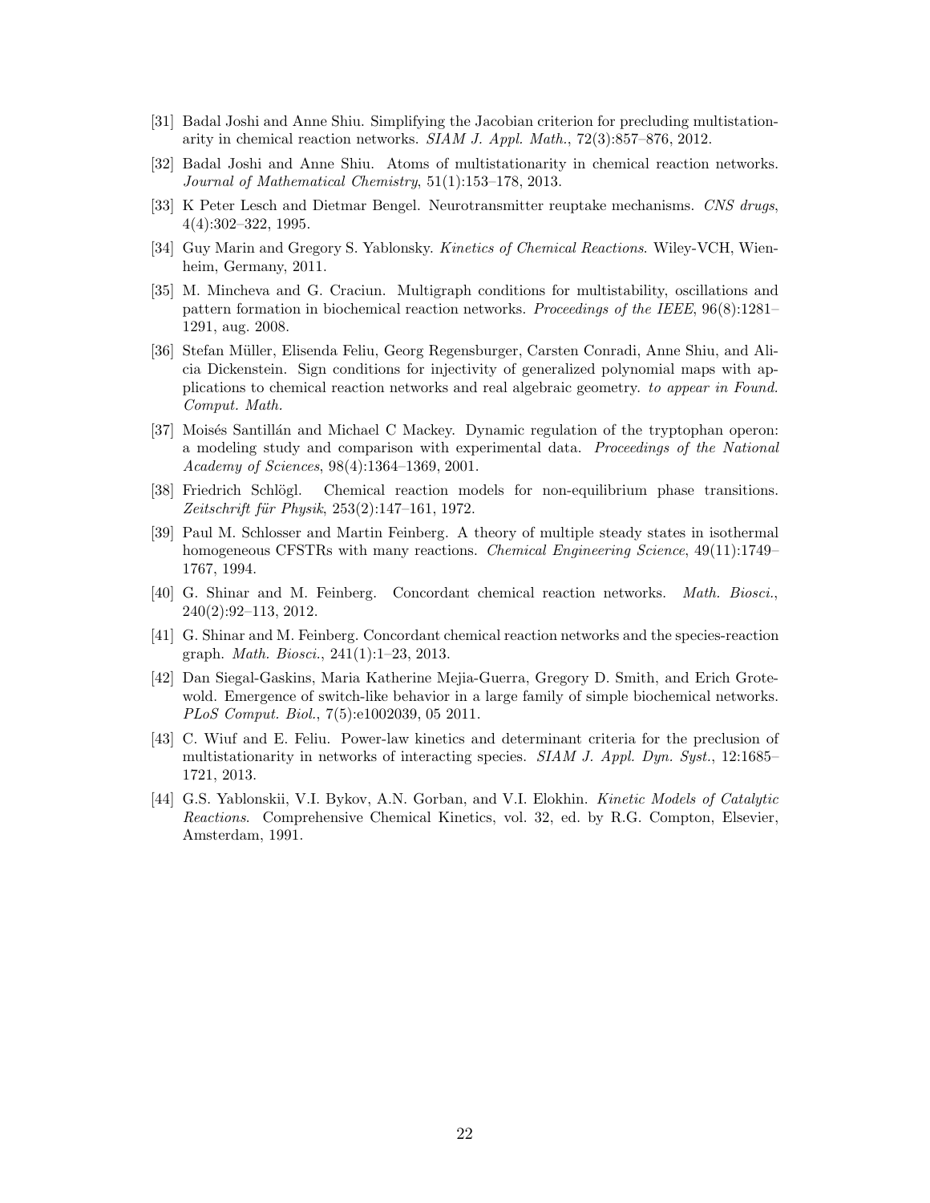[31] Badal Joshi and Anne Shiu. Simplifying the Jacobian criterion for precluding multistationarity in chemical reaction networks. *SIAM J. Appl. Math.*, 72(3):857–876, 2012.

[32] Badal Joshi and Anne Shiu. Atoms of multistationarity in chemical reaction networks. *Journal of Mathematical Chemistry*, 51(1):153–178, 2013.

[33] K Peter Lesch and Dietmar Bengel. Neurotransmitter reuptake mechanisms. *CNS drugs*, 4(4):302–322, 1995.

[34] Guy Marin and Gregory S. Yablonsky. *Kinetics of Chemical Reactions*. Wiley-VCH, Wienheim, Germany, 2011.

[35] M. Mincheva and G. Craciun. Multigraph conditions for multistability, oscillations and pattern formation in biochemical reaction networks. *Proceedings of the IEEE*, 96(8):1281–1291, aug. 2008.

[36] Stefan Müller, Elisenda Feliu, Georg Regensburger, Carsten Conradi, Anne Shiu, and Alicia Dickenstein. Sign conditions for injectivity of generalized polynomial maps with applications to chemical reaction networks and real algebraic geometry. *to appear in Found. Comput. Math.*

[37] Moisés Santillán and Michael C Mackey. Dynamic regulation of the tryptophan operon: a modeling study and comparison with experimental data. *Proceedings of the National Academy of Sciences*, 98(4):1364–1369, 2001.

[38] Friedrich Schlögl. Chemical reaction models for non-equilibrium phase transitions. *Zeitschrift für Physik*, 253(2):147–161, 1972.

[39] Paul M. Schlosser and Martin Feinberg. A theory of multiple steady states in isothermal homogeneous CFSTRs with many reactions. *Chemical Engineering Science*, 49(11):1749–1767, 1994.

[40] G. Shinar and M. Feinberg. Concordant chemical reaction networks. *Math. Biosci.*, 240(2):92–113, 2012.

[41] G. Shinar and M. Feinberg. Concordant chemical reaction networks and the species-reaction graph. *Math. Biosci.*, 241(1):1–23, 2013.

[42] Dan Siegal-Gaskins, Maria Katherine Mejia-Guerra, Gregory D. Smith, and Erich Grotewold. Emergence of switch-like behavior in a large family of simple biochemical networks. *PLoS Comput. Biol.*, 7(5):e1002039, 05 2011.

[43] C. Wiuf and E. Feliu. Power-law kinetics and determinant criteria for the preclusion of multistationarity in networks of interacting species. *SIAM J. Appl. Dyn. Syst.*, 12:1685–1721, 2013.

[44] G.S. Yablonskii, V.I. Bykov, A.N. Gorban, and V.I. Elokhin. *Kinetic Models of Catalytic Reactions*. Comprehensive Chemical Kinetics, vol. 32, ed. by R.G. Compton, Elsevier, Amsterdam, 1991.